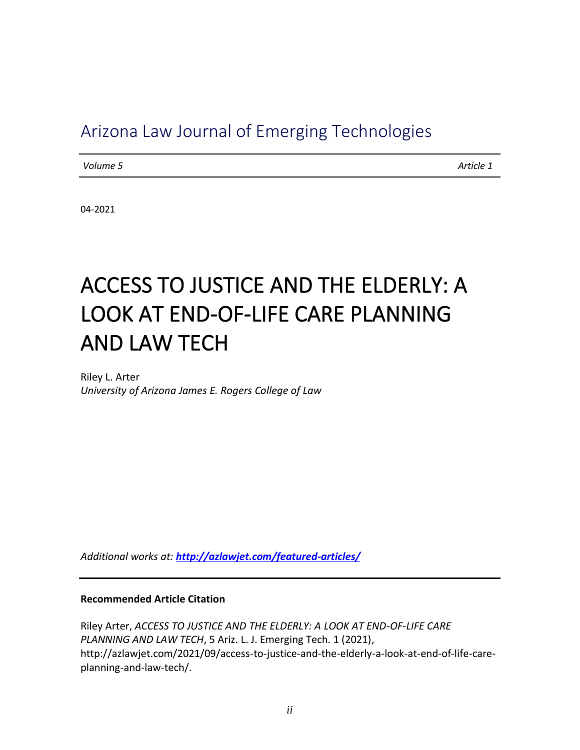Arizona Law Journal of Emerging Technologies

*Volume 5* *Article 1*

04-2021

# ACCESS TO JUSTICE AND THE ELDERLY: A LOOK AT END-OF-LIFE CARE PLANNING AND LAW TECH

Riley L. Arter
*University of Arizona James E. Rogers College of Law*

*Additional works at:* ***http://azlawjet.com/featured-articles/***

**Recommended Article Citation**

Riley Arter, *ACCESS TO JUSTICE AND THE ELDERLY: A LOOK AT END-OF-LIFE CARE PLANNING AND LAW TECH*, 5 Ariz. L. J. Emerging Tech. 1 (2021), http://azlawjet.com/2021/09/access-to-justice-and-the-elderly-a-look-at-end-of-life-care-planning-and-law-tech/.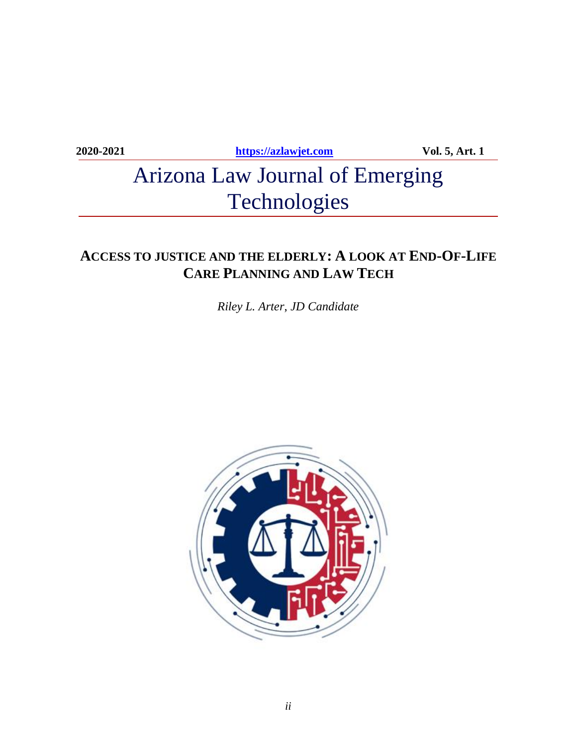2020-2021 https://azlawjet.com Vol. 5, Art. 1

# Arizona Law Journal of Emerging Technologies

## ACCESS TO JUSTICE AND THE ELDERLY: A LOOK AT END-OF-LIFE CARE PLANNING AND LAW TECH

*Riley L. Arter, JD Candidate*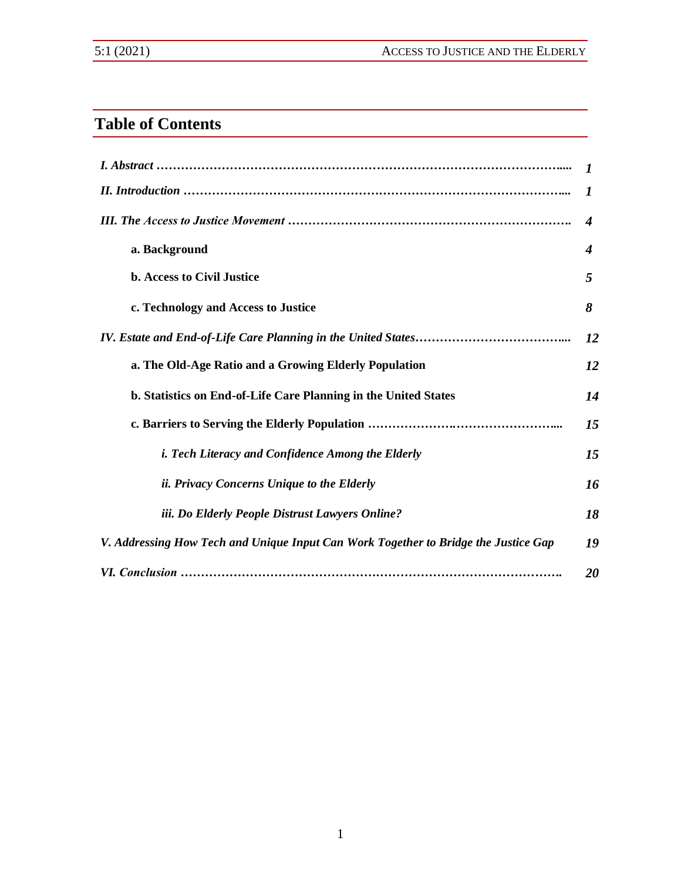## Table of Contents

| | |
|---|---|
| *I. Abstract* | *1* |
| *II. Introduction* | *1* |
| *III. The Access to Justice Movement* | *4* |
| **a. Background** | *4* |
| **b. Access to Civil Justice** | *5* |
| **c. Technology and Access to Justice** | *8* |
| *IV. Estate and End-of-Life Care Planning in the United States* | *12* |
| **a. The Old-Age Ratio and a Growing Elderly Population** | *12* |
| **b. Statistics on End-of-Life Care Planning in the United States** | *14* |
| **c. Barriers to Serving the Elderly Population** | *15* |
| *i. Tech Literacy and Confidence Among the Elderly* | *15* |
| *ii. Privacy Concerns Unique to the Elderly* | *16* |
| *iii. Do Elderly People Distrust Lawyers Online?* | *18* |
| *V. Addressing How Tech and Unique Input Can Work Together to Bridge the Justice Gap* | *19* |
| *VI. Conclusion* | *20* |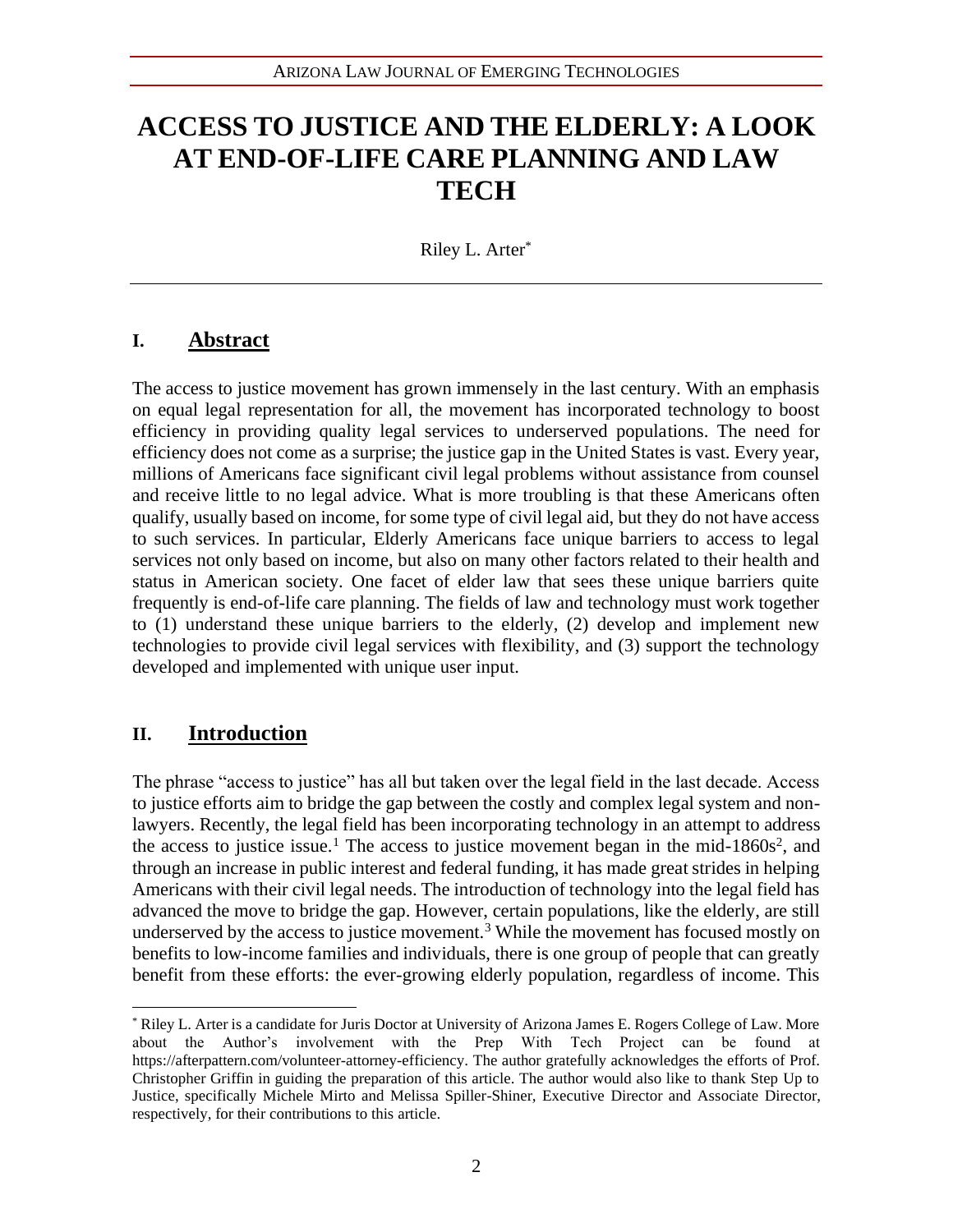# ACCESS TO JUSTICE AND THE ELDERLY: A LOOK AT END-OF-LIFE CARE PLANNING AND LAW TECH

Riley L. Arter[*]

## I. Abstract

The access to justice movement has grown immensely in the last century. With an emphasis on equal legal representation for all, the movement has incorporated technology to boost efficiency in providing quality legal services to underserved populations. The need for efficiency does not come as a surprise; the justice gap in the United States is vast. Every year, millions of Americans face significant civil legal problems without assistance from counsel and receive little to no legal advice. What is more troubling is that these Americans often qualify, usually based on income, for some type of civil legal aid, but they do not have access to such services. In particular, Elderly Americans face unique barriers to access to legal services not only based on income, but also on many other factors related to their health and status in American society. One facet of elder law that sees these unique barriers quite frequently is end-of-life care planning. The fields of law and technology must work together to (1) understand these unique barriers to the elderly, (2) develop and implement new technologies to provide civil legal services with flexibility, and (3) support the technology developed and implemented with unique user input.

## II. Introduction

The phrase "access to justice" has all but taken over the legal field in the last decade. Access to justice efforts aim to bridge the gap between the costly and complex legal system and non-lawyers. Recently, the legal field has been incorporating technology in an attempt to address the access to justice issue.[1] The access to justice movement began in the mid-1860s[2], and through an increase in public interest and federal funding, it has made great strides in helping Americans with their civil legal needs. The introduction of technology into the legal field has advanced the move to bridge the gap. However, certain populations, like the elderly, are still underserved by the access to justice movement.[3] While the movement has focused mostly on benefits to low-income families and individuals, there is one group of people that can greatly benefit from these efforts: the ever-growing elderly population, regardless of income. This

---

[*] Riley L. Arter is a candidate for Juris Doctor at University of Arizona James E. Rogers College of Law. More about the Author's involvement with the Prep With Tech Project can be found at https://afterpattern.com/volunteer-attorney-efficiency. The author gratefully acknowledges the efforts of Prof. Christopher Griffin in guiding the preparation of this article. The author would also like to thank Step Up to Justice, specifically Michele Mirto and Melissa Spiller-Shiner, Executive Director and Associate Director, respectively, for their contributions to this article.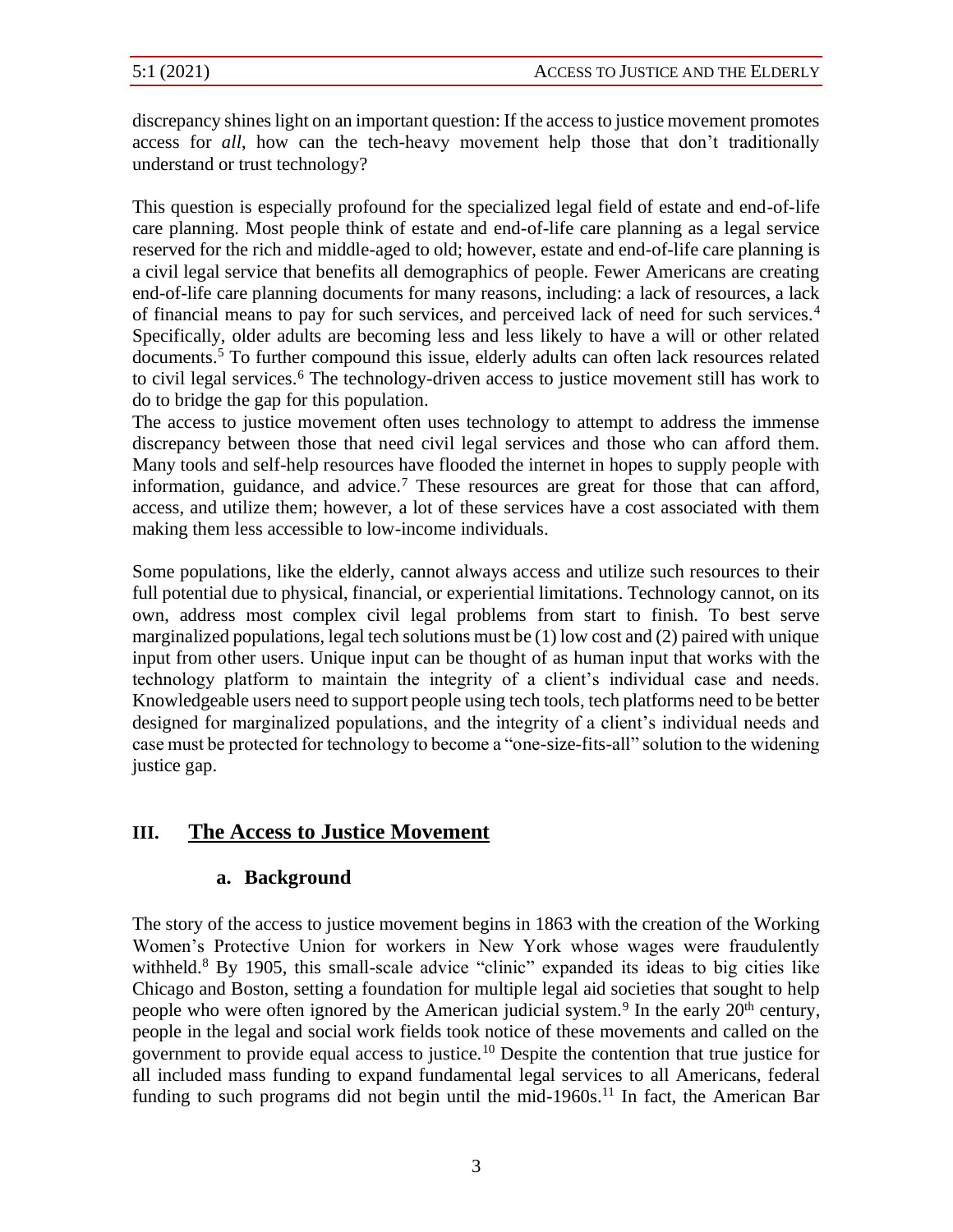discrepancy shines light on an important question: If the access to justice movement promotes access for *all*, how can the tech-heavy movement help those that don't traditionally understand or trust technology?

This question is especially profound for the specialized legal field of estate and end-of-life care planning. Most people think of estate and end-of-life care planning as a legal service reserved for the rich and middle-aged to old; however, estate and end-of-life care planning is a civil legal service that benefits all demographics of people. Fewer Americans are creating end-of-life care planning documents for many reasons, including: a lack of resources, a lack of financial means to pay for such services, and perceived lack of need for such services.[4] Specifically, older adults are becoming less and less likely to have a will or other related documents.[5] To further compound this issue, elderly adults can often lack resources related to civil legal services.[6] The technology-driven access to justice movement still has work to do to bridge the gap for this population.

The access to justice movement often uses technology to attempt to address the immense discrepancy between those that need civil legal services and those who can afford them. Many tools and self-help resources have flooded the internet in hopes to supply people with information, guidance, and advice.[7] These resources are great for those that can afford, access, and utilize them; however, a lot of these services have a cost associated with them making them less accessible to low-income individuals.

Some populations, like the elderly, cannot always access and utilize such resources to their full potential due to physical, financial, or experiential limitations. Technology cannot, on its own, address most complex civil legal problems from start to finish. To best serve marginalized populations, legal tech solutions must be (1) low cost and (2) paired with unique input from other users. Unique input can be thought of as human input that works with the technology platform to maintain the integrity of a client's individual case and needs. Knowledgeable users need to support people using tech tools, tech platforms need to be better designed for marginalized populations, and the integrity of a client's individual needs and case must be protected for technology to become a "one-size-fits-all" solution to the widening justice gap.

## III. The Access to Justice Movement

### a. Background

The story of the access to justice movement begins in 1863 with the creation of the Working Women's Protective Union for workers in New York whose wages were fraudulently withheld.[8] By 1905, this small-scale advice "clinic" expanded its ideas to big cities like Chicago and Boston, setting a foundation for multiple legal aid societies that sought to help people who were often ignored by the American judicial system.[9] In the early 20th century, people in the legal and social work fields took notice of these movements and called on the government to provide equal access to justice.[10] Despite the contention that true justice for all included mass funding to expand fundamental legal services to all Americans, federal funding to such programs did not begin until the mid-1960s.[11] In fact, the American Bar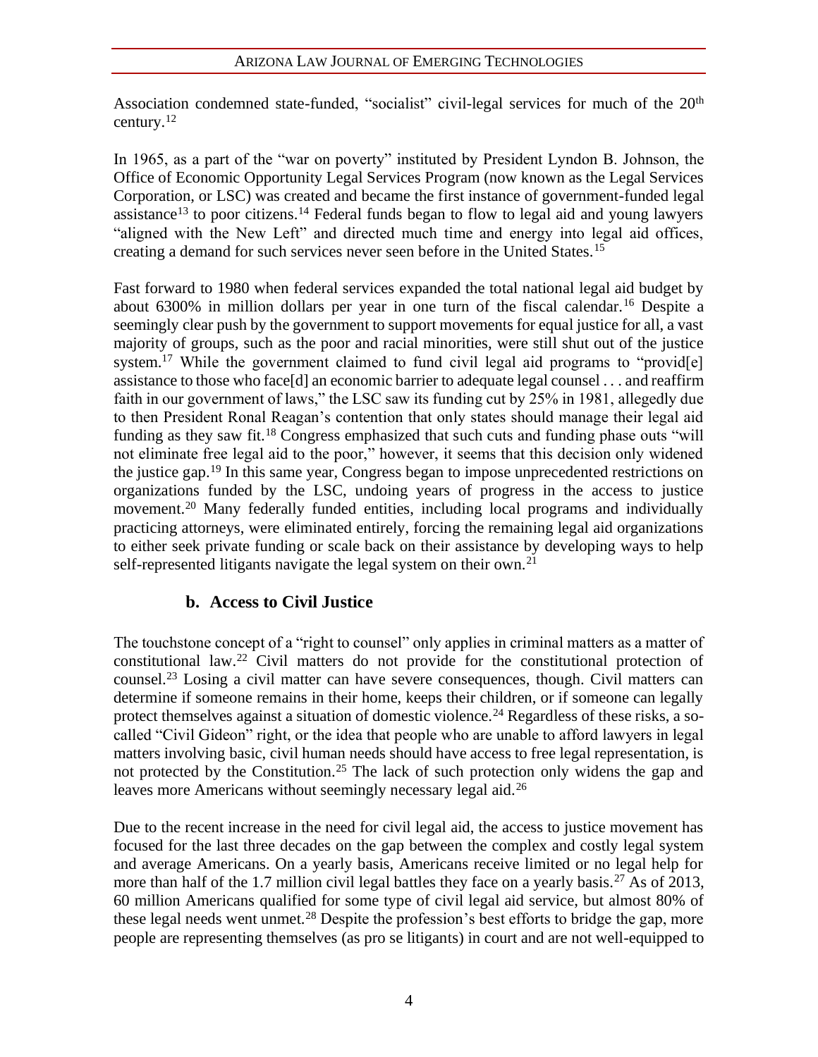Association condemned state-funded, "socialist" civil-legal services for much of the 20th century.[12]

In 1965, as a part of the "war on poverty" instituted by President Lyndon B. Johnson, the Office of Economic Opportunity Legal Services Program (now known as the Legal Services Corporation, or LSC) was created and became the first instance of government-funded legal assistance[13] to poor citizens.[14] Federal funds began to flow to legal aid and young lawyers "aligned with the New Left" and directed much time and energy into legal aid offices, creating a demand for such services never seen before in the United States.[15]

Fast forward to 1980 when federal services expanded the total national legal aid budget by about 6300% in million dollars per year in one turn of the fiscal calendar.[16] Despite a seemingly clear push by the government to support movements for equal justice for all, a vast majority of groups, such as the poor and racial minorities, were still shut out of the justice system.[17] While the government claimed to fund civil legal aid programs to "provid[e] assistance to those who face[d] an economic barrier to adequate legal counsel . . . and reaffirm faith in our government of laws," the LSC saw its funding cut by 25% in 1981, allegedly due to then President Ronal Reagan's contention that only states should manage their legal aid funding as they saw fit.[18] Congress emphasized that such cuts and funding phase outs "will not eliminate free legal aid to the poor," however, it seems that this decision only widened the justice gap.[19] In this same year, Congress began to impose unprecedented restrictions on organizations funded by the LSC, undoing years of progress in the access to justice movement.[20] Many federally funded entities, including local programs and individually practicing attorneys, were eliminated entirely, forcing the remaining legal aid organizations to either seek private funding or scale back on their assistance by developing ways to help self-represented litigants navigate the legal system on their own.[21]

### b. Access to Civil Justice

The touchstone concept of a "right to counsel" only applies in criminal matters as a matter of constitutional law.[22] Civil matters do not provide for the constitutional protection of counsel.[23] Losing a civil matter can have severe consequences, though. Civil matters can determine if someone remains in their home, keeps their children, or if someone can legally protect themselves against a situation of domestic violence.[24] Regardless of these risks, a so-called "Civil Gideon" right, or the idea that people who are unable to afford lawyers in legal matters involving basic, civil human needs should have access to free legal representation, is not protected by the Constitution.[25] The lack of such protection only widens the gap and leaves more Americans without seemingly necessary legal aid.[26]

Due to the recent increase in the need for civil legal aid, the access to justice movement has focused for the last three decades on the gap between the complex and costly legal system and average Americans. On a yearly basis, Americans receive limited or no legal help for more than half of the 1.7 million civil legal battles they face on a yearly basis.[27] As of 2013, 60 million Americans qualified for some type of civil legal aid service, but almost 80% of these legal needs went unmet.[28] Despite the profession's best efforts to bridge the gap, more people are representing themselves (as pro se litigants) in court and are not well-equipped to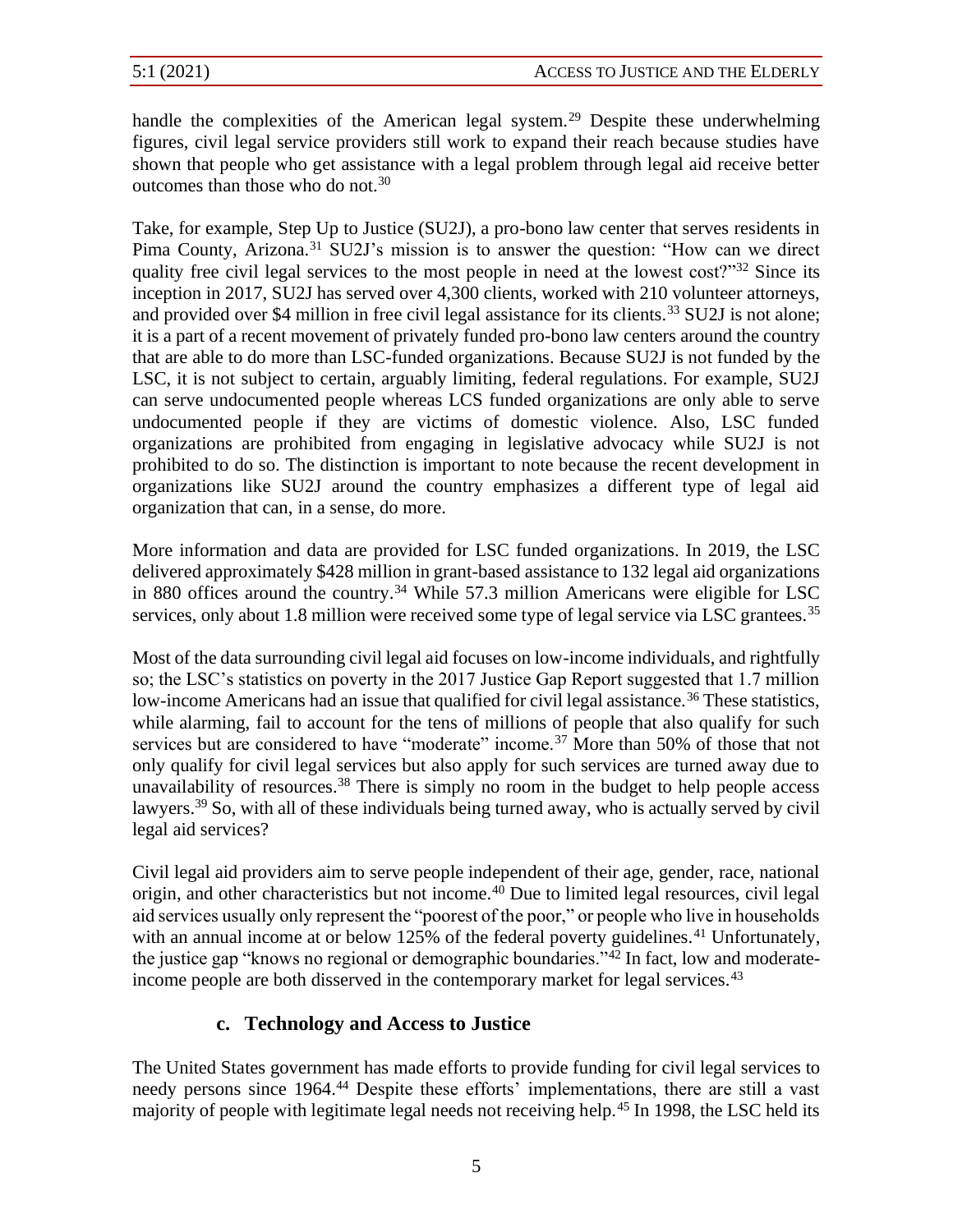handle the complexities of the American legal system.[29] Despite these underwhelming figures, civil legal service providers still work to expand their reach because studies have shown that people who get assistance with a legal problem through legal aid receive better outcomes than those who do not.[30]

Take, for example, Step Up to Justice (SU2J), a pro-bono law center that serves residents in Pima County, Arizona.[31] SU2J's mission is to answer the question: "How can we direct quality free civil legal services to the most people in need at the lowest cost?"[32] Since its inception in 2017, SU2J has served over 4,300 clients, worked with 210 volunteer attorneys, and provided over $4 million in free civil legal assistance for its clients.[33] SU2J is not alone; it is a part of a recent movement of privately funded pro-bono law centers around the country that are able to do more than LSC-funded organizations. Because SU2J is not funded by the LSC, it is not subject to certain, arguably limiting, federal regulations. For example, SU2J can serve undocumented people whereas LCS funded organizations are only able to serve undocumented people if they are victims of domestic violence. Also, LSC funded organizations are prohibited from engaging in legislative advocacy while SU2J is not prohibited to do so. The distinction is important to note because the recent development in organizations like SU2J around the country emphasizes a different type of legal aid organization that can, in a sense, do more.

More information and data are provided for LSC funded organizations. In 2019, the LSC delivered approximately $428 million in grant-based assistance to 132 legal aid organizations in 880 offices around the country.[34] While 57.3 million Americans were eligible for LSC services, only about 1.8 million were received some type of legal service via LSC grantees.[35]

Most of the data surrounding civil legal aid focuses on low-income individuals, and rightfully so; the LSC's statistics on poverty in the 2017 Justice Gap Report suggested that 1.7 million low-income Americans had an issue that qualified for civil legal assistance.[36] These statistics, while alarming, fail to account for the tens of millions of people that also qualify for such services but are considered to have "moderate" income.[37] More than 50% of those that not only qualify for civil legal services but also apply for such services are turned away due to unavailability of resources.[38] There is simply no room in the budget to help people access lawyers.[39] So, with all of these individuals being turned away, who is actually served by civil legal aid services?

Civil legal aid providers aim to serve people independent of their age, gender, race, national origin, and other characteristics but not income.[40] Due to limited legal resources, civil legal aid services usually only represent the "poorest of the poor," or people who live in households with an annual income at or below 125% of the federal poverty guidelines.[41] Unfortunately, the justice gap "knows no regional or demographic boundaries."[42] In fact, low and moderate-income people are both disserved in the contemporary market for legal services.[43]

### c. Technology and Access to Justice

The United States government has made efforts to provide funding for civil legal services to needy persons since 1964.[44] Despite these efforts' implementations, there are still a vast majority of people with legitimate legal needs not receiving help.[45] In 1998, the LSC held its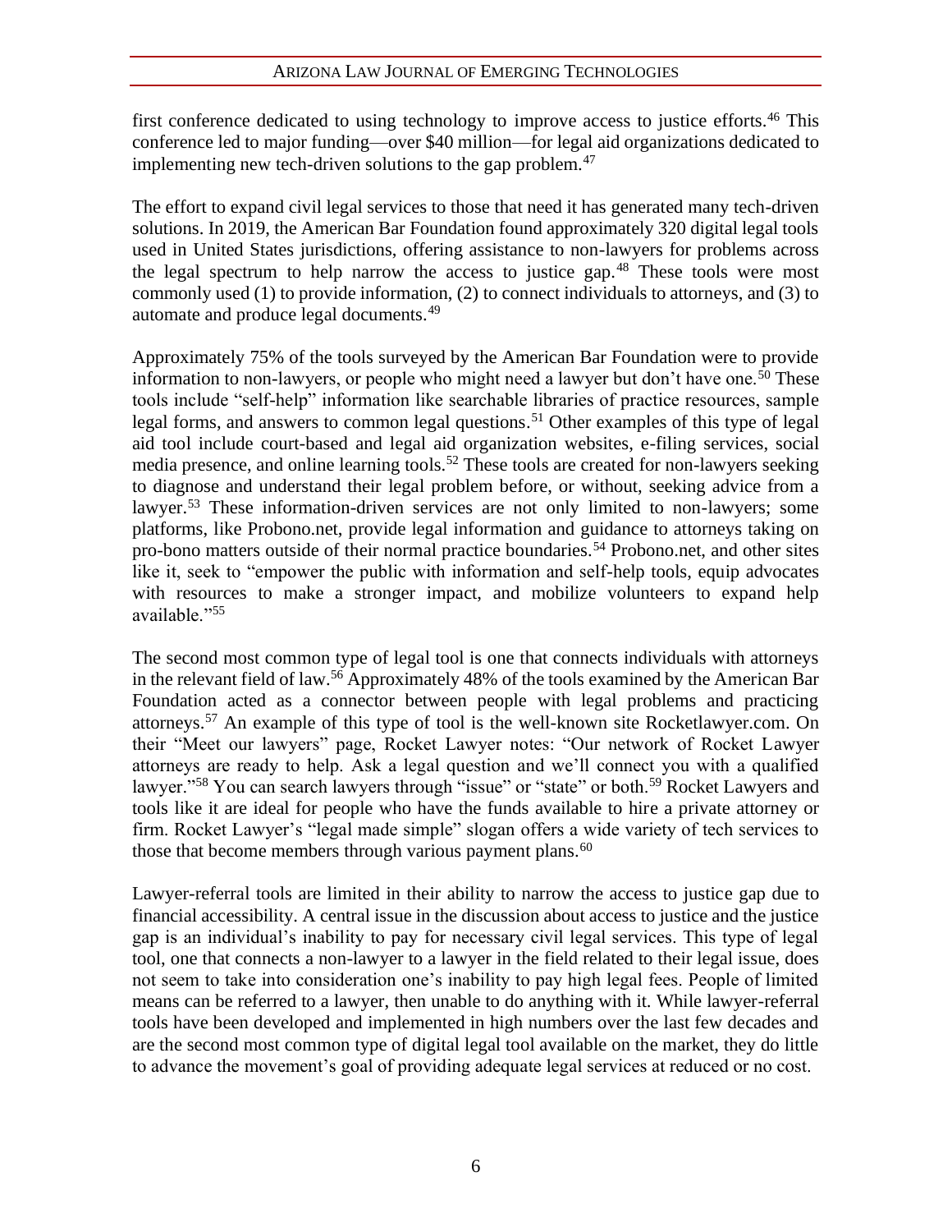first conference dedicated to using technology to improve access to justice efforts.[46] This conference led to major funding—over $40 million—for legal aid organizations dedicated to implementing new tech-driven solutions to the gap problem.[47]

The effort to expand civil legal services to those that need it has generated many tech-driven solutions. In 2019, the American Bar Foundation found approximately 320 digital legal tools used in United States jurisdictions, offering assistance to non-lawyers for problems across the legal spectrum to help narrow the access to justice gap.[48] These tools were most commonly used (1) to provide information, (2) to connect individuals to attorneys, and (3) to automate and produce legal documents.[49]

Approximately 75% of the tools surveyed by the American Bar Foundation were to provide information to non-lawyers, or people who might need a lawyer but don't have one.[50] These tools include "self-help" information like searchable libraries of practice resources, sample legal forms, and answers to common legal questions.[51] Other examples of this type of legal aid tool include court-based and legal aid organization websites, e-filing services, social media presence, and online learning tools.[52] These tools are created for non-lawyers seeking to diagnose and understand their legal problem before, or without, seeking advice from a lawyer.[53] These information-driven services are not only limited to non-lawyers; some platforms, like Probono.net, provide legal information and guidance to attorneys taking on pro-bono matters outside of their normal practice boundaries.[54] Probono.net, and other sites like it, seek to "empower the public with information and self-help tools, equip advocates with resources to make a stronger impact, and mobilize volunteers to expand help available."[55]

The second most common type of legal tool is one that connects individuals with attorneys in the relevant field of law.[56] Approximately 48% of the tools examined by the American Bar Foundation acted as a connector between people with legal problems and practicing attorneys.[57] An example of this type of tool is the well-known site Rocketlawyer.com. On their "Meet our lawyers" page, Rocket Lawyer notes: "Our network of Rocket Lawyer attorneys are ready to help. Ask a legal question and we'll connect you with a qualified lawyer."[58] You can search lawyers through "issue" or "state" or both.[59] Rocket Lawyers and tools like it are ideal for people who have the funds available to hire a private attorney or firm. Rocket Lawyer's "legal made simple" slogan offers a wide variety of tech services to those that become members through various payment plans.[60]

Lawyer-referral tools are limited in their ability to narrow the access to justice gap due to financial accessibility. A central issue in the discussion about access to justice and the justice gap is an individual's inability to pay for necessary civil legal services. This type of legal tool, one that connects a non-lawyer to a lawyer in the field related to their legal issue, does not seem to take into consideration one's inability to pay high legal fees. People of limited means can be referred to a lawyer, then unable to do anything with it. While lawyer-referral tools have been developed and implemented in high numbers over the last few decades and are the second most common type of digital legal tool available on the market, they do little to advance the movement's goal of providing adequate legal services at reduced or no cost.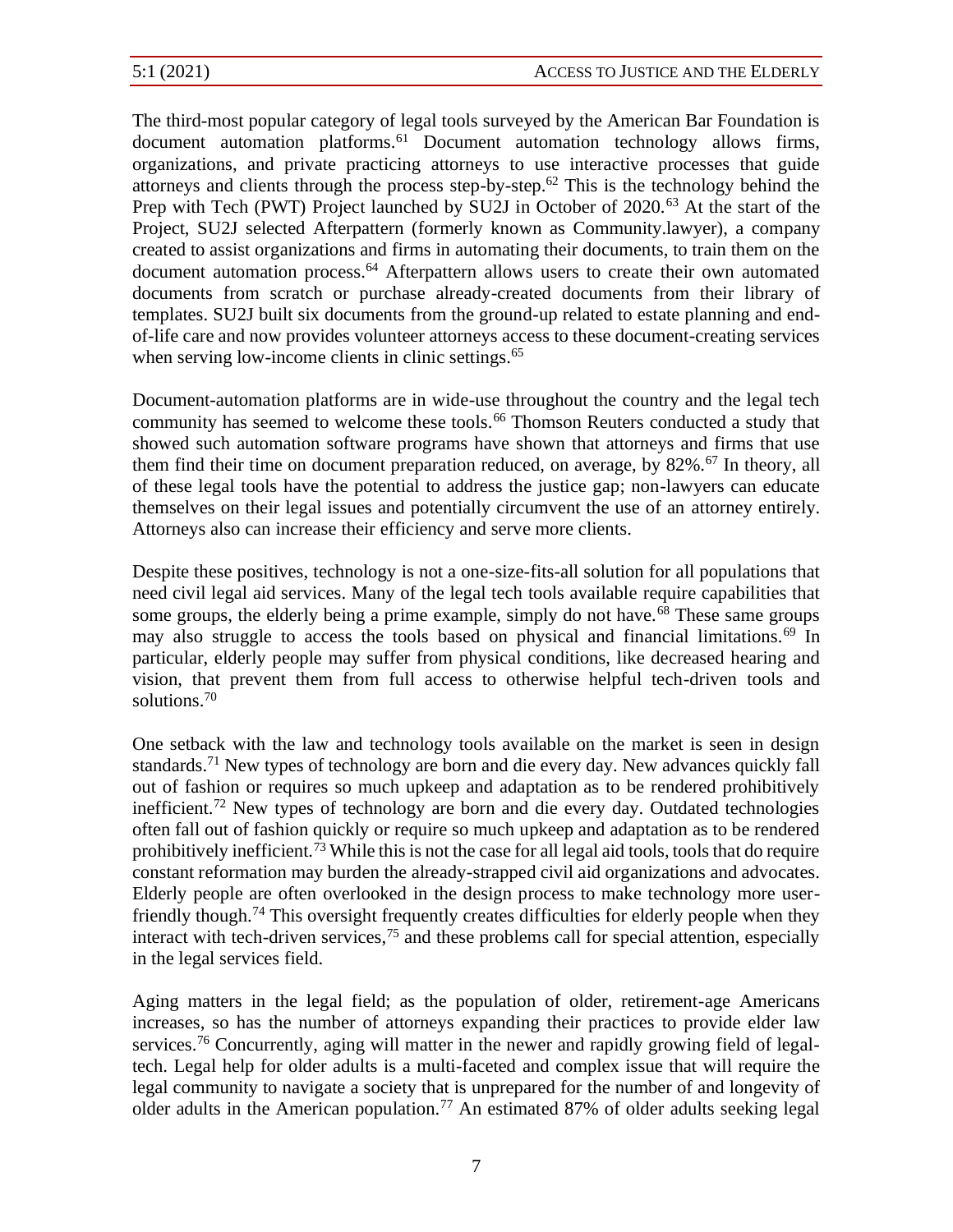The third-most popular category of legal tools surveyed by the American Bar Foundation is document automation platforms.[61] Document automation technology allows firms, organizations, and private practicing attorneys to use interactive processes that guide attorneys and clients through the process step-by-step.[62] This is the technology behind the Prep with Tech (PWT) Project launched by SU2J in October of 2020.[63] At the start of the Project, SU2J selected Afterpattern (formerly known as Community.lawyer), a company created to assist organizations and firms in automating their documents, to train them on the document automation process.[64] Afterpattern allows users to create their own automated documents from scratch or purchase already-created documents from their library of templates. SU2J built six documents from the ground-up related to estate planning and end-of-life care and now provides volunteer attorneys access to these document-creating services when serving low-income clients in clinic settings.[65]

Document-automation platforms are in wide-use throughout the country and the legal tech community has seemed to welcome these tools.[66] Thomson Reuters conducted a study that showed such automation software programs have shown that attorneys and firms that use them find their time on document preparation reduced, on average, by 82%.[67] In theory, all of these legal tools have the potential to address the justice gap; non-lawyers can educate themselves on their legal issues and potentially circumvent the use of an attorney entirely. Attorneys also can increase their efficiency and serve more clients.

Despite these positives, technology is not a one-size-fits-all solution for all populations that need civil legal aid services. Many of the legal tech tools available require capabilities that some groups, the elderly being a prime example, simply do not have.[68] These same groups may also struggle to access the tools based on physical and financial limitations.[69] In particular, elderly people may suffer from physical conditions, like decreased hearing and vision, that prevent them from full access to otherwise helpful tech-driven tools and solutions.[70]

One setback with the law and technology tools available on the market is seen in design standards.[71] New types of technology are born and die every day. New advances quickly fall out of fashion or requires so much upkeep and adaptation as to be rendered prohibitively inefficient.[72] New types of technology are born and die every day. Outdated technologies often fall out of fashion quickly or require so much upkeep and adaptation as to be rendered prohibitively inefficient.[73] While this is not the case for all legal aid tools, tools that do require constant reformation may burden the already-strapped civil aid organizations and advocates. Elderly people are often overlooked in the design process to make technology more user-friendly though.[74] This oversight frequently creates difficulties for elderly people when they interact with tech-driven services,[75] and these problems call for special attention, especially in the legal services field.

Aging matters in the legal field; as the population of older, retirement-age Americans increases, so has the number of attorneys expanding their practices to provide elder law services.[76] Concurrently, aging will matter in the newer and rapidly growing field of legal-tech. Legal help for older adults is a multi-faceted and complex issue that will require the legal community to navigate a society that is unprepared for the number of and longevity of older adults in the American population.[77] An estimated 87% of older adults seeking legal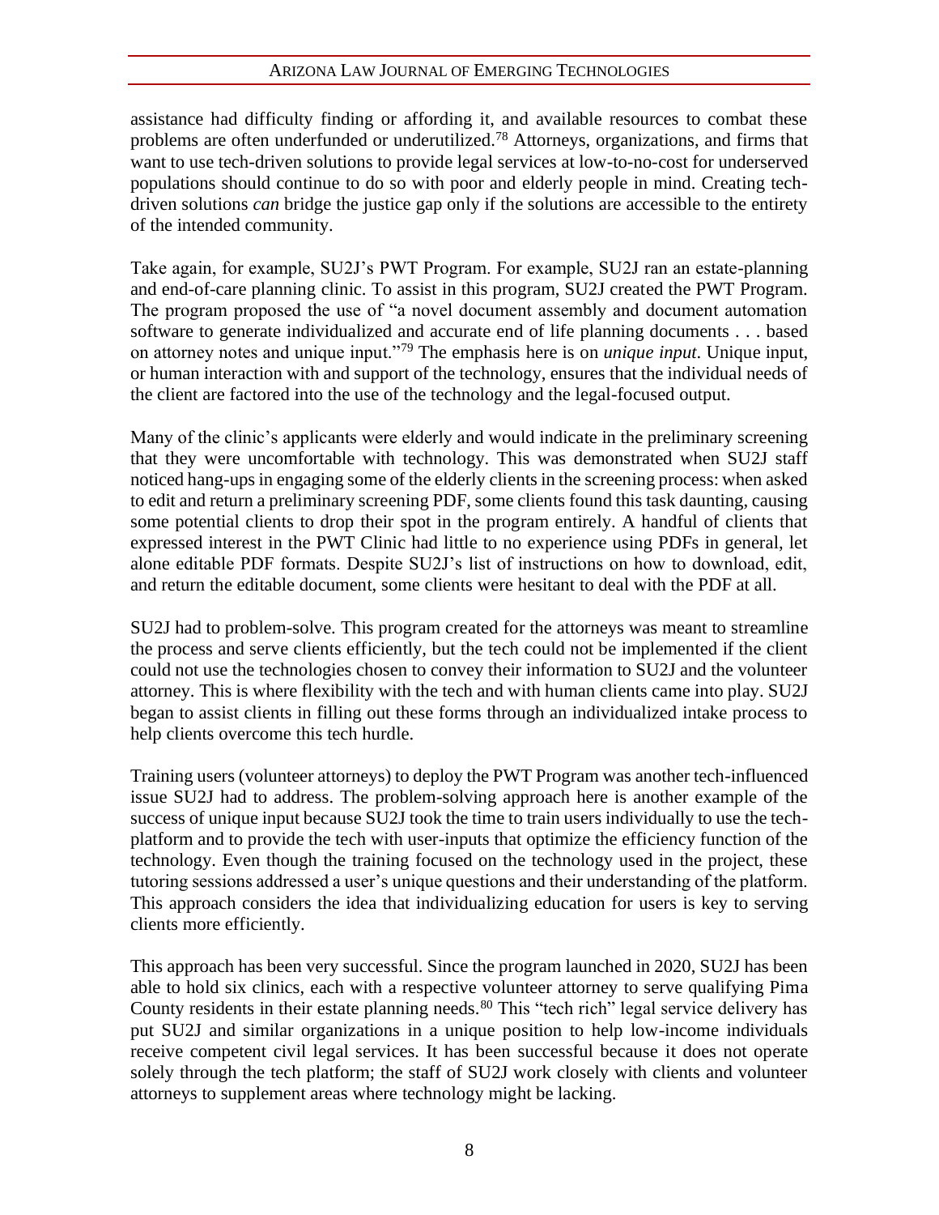assistance had difficulty finding or affording it, and available resources to combat these problems are often underfunded or underutilized.[78] Attorneys, organizations, and firms that want to use tech-driven solutions to provide legal services at low-to-no-cost for underserved populations should continue to do so with poor and elderly people in mind. Creating tech-driven solutions *can* bridge the justice gap only if the solutions are accessible to the entirety of the intended community.

Take again, for example, SU2J's PWT Program. For example, SU2J ran an estate-planning and end-of-care planning clinic. To assist in this program, SU2J created the PWT Program. The program proposed the use of "a novel document assembly and document automation software to generate individualized and accurate end of life planning documents . . . based on attorney notes and unique input."[79] The emphasis here is on *unique input*. Unique input, or human interaction with and support of the technology, ensures that the individual needs of the client are factored into the use of the technology and the legal-focused output.

Many of the clinic's applicants were elderly and would indicate in the preliminary screening that they were uncomfortable with technology. This was demonstrated when SU2J staff noticed hang-ups in engaging some of the elderly clients in the screening process: when asked to edit and return a preliminary screening PDF, some clients found this task daunting, causing some potential clients to drop their spot in the program entirely. A handful of clients that expressed interest in the PWT Clinic had little to no experience using PDFs in general, let alone editable PDF formats. Despite SU2J's list of instructions on how to download, edit, and return the editable document, some clients were hesitant to deal with the PDF at all.

SU2J had to problem-solve. This program created for the attorneys was meant to streamline the process and serve clients efficiently, but the tech could not be implemented if the client could not use the technologies chosen to convey their information to SU2J and the volunteer attorney. This is where flexibility with the tech and with human clients came into play. SU2J began to assist clients in filling out these forms through an individualized intake process to help clients overcome this tech hurdle.

Training users (volunteer attorneys) to deploy the PWT Program was another tech-influenced issue SU2J had to address. The problem-solving approach here is another example of the success of unique input because SU2J took the time to train users individually to use the tech-platform and to provide the tech with user-inputs that optimize the efficiency function of the technology. Even though the training focused on the technology used in the project, these tutoring sessions addressed a user's unique questions and their understanding of the platform. This approach considers the idea that individualizing education for users is key to serving clients more efficiently.

This approach has been very successful. Since the program launched in 2020, SU2J has been able to hold six clinics, each with a respective volunteer attorney to serve qualifying Pima County residents in their estate planning needs.[80] This "tech rich" legal service delivery has put SU2J and similar organizations in a unique position to help low-income individuals receive competent civil legal services. It has been successful because it does not operate solely through the tech platform; the staff of SU2J work closely with clients and volunteer attorneys to supplement areas where technology might be lacking.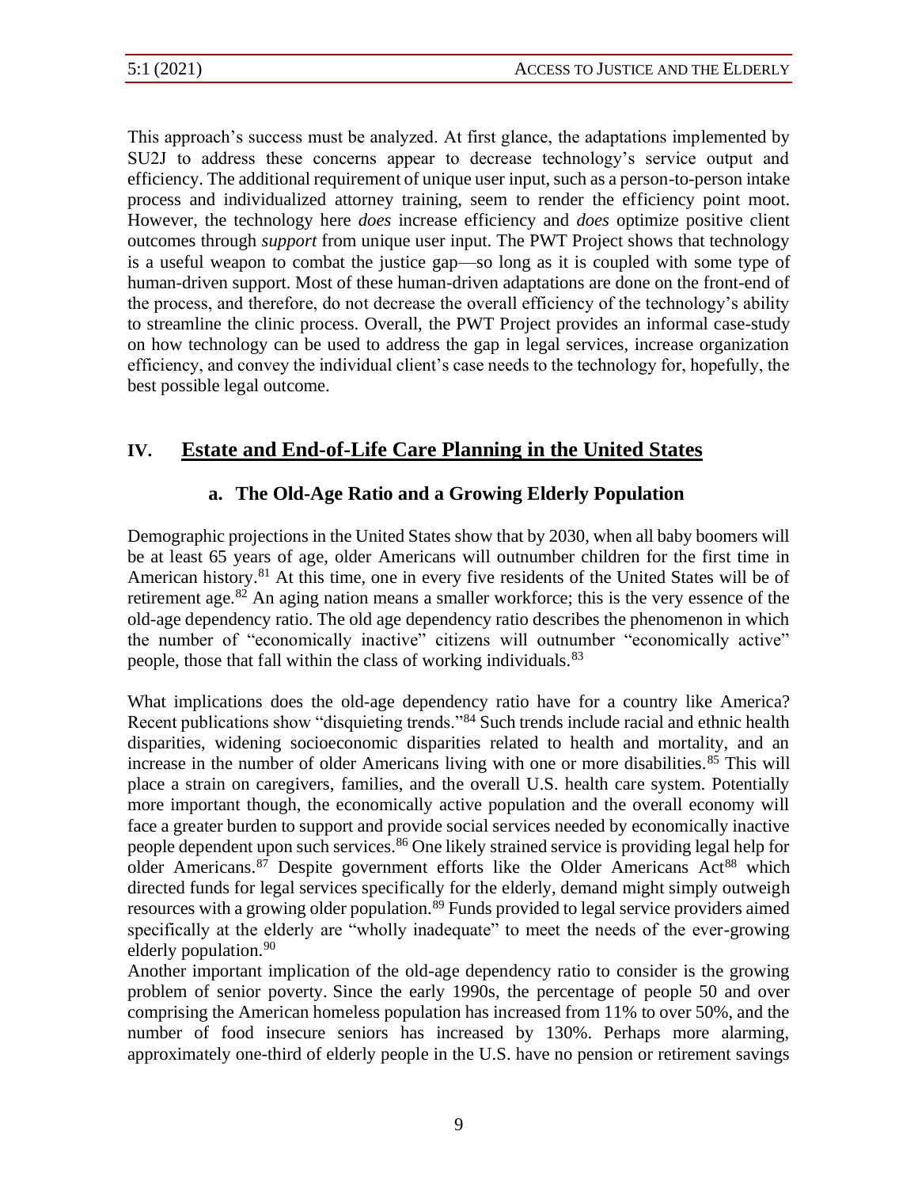This approach's success must be analyzed. At first glance, the adaptations implemented by SU2J to address these concerns appear to decrease technology's service output and efficiency. The additional requirement of unique user input, such as a person-to-person intake process and individualized attorney training, seem to render the efficiency point moot. However, the technology here *does* increase efficiency and *does* optimize positive client outcomes through *support* from unique user input. The PWT Project shows that technology is a useful weapon to combat the justice gap—so long as it is coupled with some type of human-driven support. Most of these human-driven adaptations are done on the front-end of the process, and therefore, do not decrease the overall efficiency of the technology's ability to streamline the clinic process. Overall, the PWT Project provides an informal case-study on how technology can be used to address the gap in legal services, increase organization efficiency, and convey the individual client's case needs to the technology for, hopefully, the best possible legal outcome.

## IV. Estate and End-of-Life Care Planning in the United States

### a. The Old-Age Ratio and a Growing Elderly Population

Demographic projections in the United States show that by 2030, when all baby boomers will be at least 65 years of age, older Americans will outnumber children for the first time in American history.[81] At this time, one in every five residents of the United States will be of retirement age.[82] An aging nation means a smaller workforce; this is the very essence of the old-age dependency ratio. The old age dependency ratio describes the phenomenon in which the number of "economically inactive" citizens will outnumber "economically active" people, those that fall within the class of working individuals.[83]

What implications does the old-age dependency ratio have for a country like America? Recent publications show "disquieting trends."[84] Such trends include racial and ethnic health disparities, widening socioeconomic disparities related to health and mortality, and an increase in the number of older Americans living with one or more disabilities.[85] This will place a strain on caregivers, families, and the overall U.S. health care system. Potentially more important though, the economically active population and the overall economy will face a greater burden to support and provide social services needed by economically inactive people dependent upon such services.[86] One likely strained service is providing legal help for older Americans.[87] Despite government efforts like the Older Americans Act[88] which directed funds for legal services specifically for the elderly, demand might simply outweigh resources with a growing older population.[89] Funds provided to legal service providers aimed specifically at the elderly are "wholly inadequate" to meet the needs of the ever-growing elderly population.[90]

Another important implication of the old-age dependency ratio to consider is the growing problem of senior poverty. Since the early 1990s, the percentage of people 50 and over comprising the American homeless population has increased from 11% to over 50%, and the number of food insecure seniors has increased by 130%. Perhaps more alarming, approximately one-third of elderly people in the U.S. have no pension or retirement savings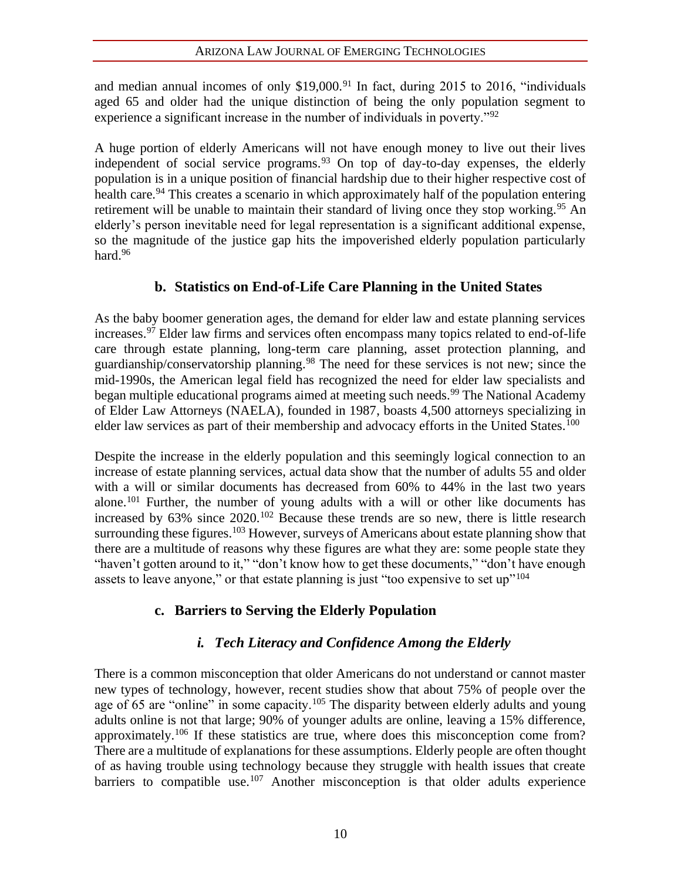and median annual incomes of only $19,000.[91] In fact, during 2015 to 2016, "individuals aged 65 and older had the unique distinction of being the only population segment to experience a significant increase in the number of individuals in poverty."[92]

A huge portion of elderly Americans will not have enough money to live out their lives independent of social service programs.[93] On top of day-to-day expenses, the elderly population is in a unique position of financial hardship due to their higher respective cost of health care.[94] This creates a scenario in which approximately half of the population entering retirement will be unable to maintain their standard of living once they stop working.[95] An elderly's person inevitable need for legal representation is a significant additional expense, so the magnitude of the justice gap hits the impoverished elderly population particularly hard.[96]

### b. Statistics on End-of-Life Care Planning in the United States

As the baby boomer generation ages, the demand for elder law and estate planning services increases.[97] Elder law firms and services often encompass many topics related to end-of-life care through estate planning, long-term care planning, asset protection planning, and guardianship/conservatorship planning.[98] The need for these services is not new; since the mid-1990s, the American legal field has recognized the need for elder law specialists and began multiple educational programs aimed at meeting such needs.[99] The National Academy of Elder Law Attorneys (NAELA), founded in 1987, boasts 4,500 attorneys specializing in elder law services as part of their membership and advocacy efforts in the United States.[100]

Despite the increase in the elderly population and this seemingly logical connection to an increase of estate planning services, actual data show that the number of adults 55 and older with a will or similar documents has decreased from 60% to 44% in the last two years alone.[101] Further, the number of young adults with a will or other like documents has increased by 63% since 2020.[102] Because these trends are so new, there is little research surrounding these figures.[103] However, surveys of Americans about estate planning show that there are a multitude of reasons why these figures are what they are: some people state they "haven't gotten around to it," "don't know how to get these documents," "don't have enough assets to leave anyone," or that estate planning is just "too expensive to set up"[104]

### c. Barriers to Serving the Elderly Population

#### *i. Tech Literacy and Confidence Among the Elderly*

There is a common misconception that older Americans do not understand or cannot master new types of technology, however, recent studies show that about 75% of people over the age of 65 are "online" in some capacity.[105] The disparity between elderly adults and young adults online is not that large; 90% of younger adults are online, leaving a 15% difference, approximately.[106] If these statistics are true, where does this misconception come from? There are a multitude of explanations for these assumptions. Elderly people are often thought of as having trouble using technology because they struggle with health issues that create barriers to compatible use.[107] Another misconception is that older adults experience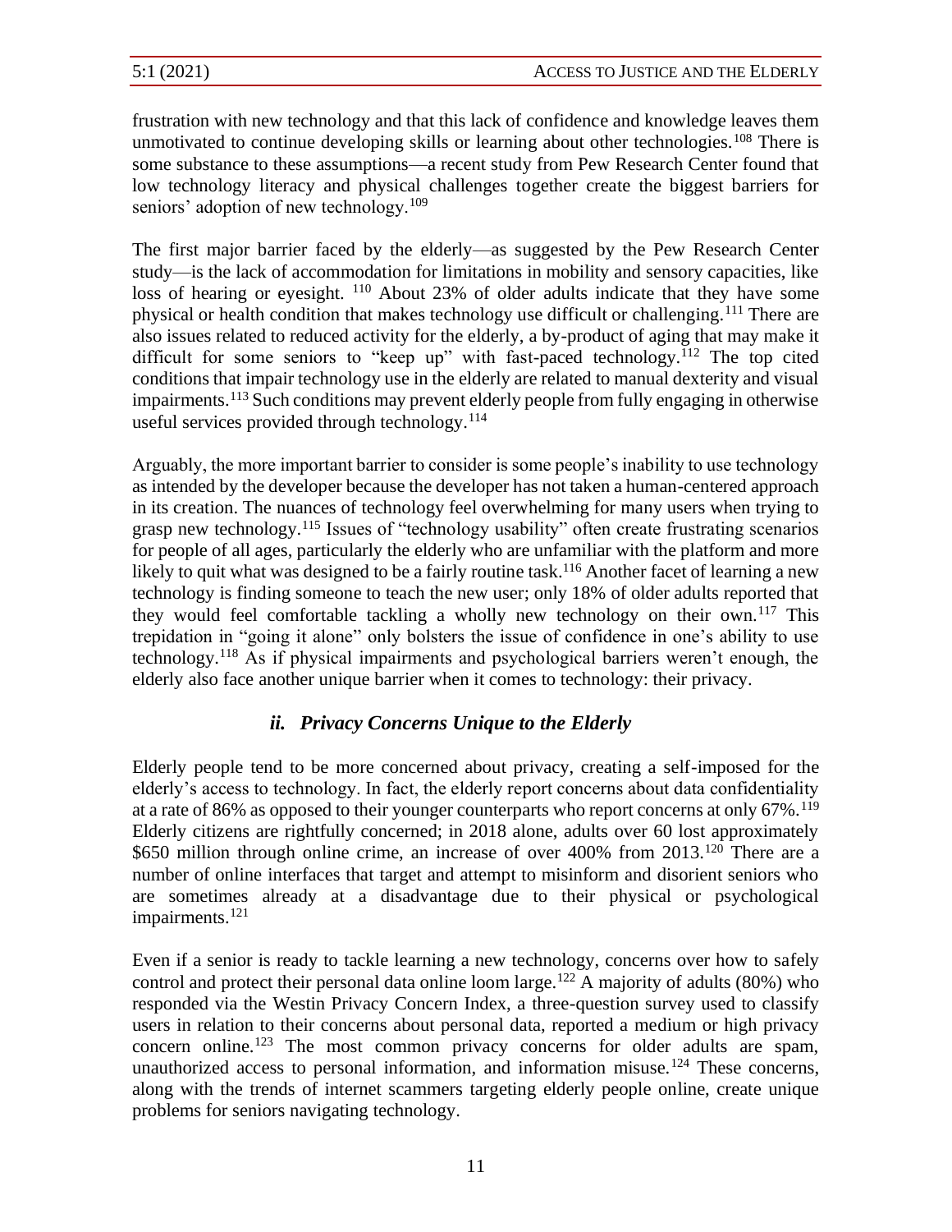frustration with new technology and that this lack of confidence and knowledge leaves them unmotivated to continue developing skills or learning about other technologies.[108] There is some substance to these assumptions—a recent study from Pew Research Center found that low technology literacy and physical challenges together create the biggest barriers for seniors' adoption of new technology.[109]

The first major barrier faced by the elderly—as suggested by the Pew Research Center study—is the lack of accommodation for limitations in mobility and sensory capacities, like loss of hearing or eyesight.[110] About 23% of older adults indicate that they have some physical or health condition that makes technology use difficult or challenging.[111] There are also issues related to reduced activity for the elderly, a by-product of aging that may make it difficult for some seniors to "keep up" with fast-paced technology.[112] The top cited conditions that impair technology use in the elderly are related to manual dexterity and visual impairments.[113] Such conditions may prevent elderly people from fully engaging in otherwise useful services provided through technology.[114]

Arguably, the more important barrier to consider is some people's inability to use technology as intended by the developer because the developer has not taken a human-centered approach in its creation. The nuances of technology feel overwhelming for many users when trying to grasp new technology.[115] Issues of "technology usability" often create frustrating scenarios for people of all ages, particularly the elderly who are unfamiliar with the platform and more likely to quit what was designed to be a fairly routine task.[116] Another facet of learning a new technology is finding someone to teach the new user; only 18% of older adults reported that they would feel comfortable tackling a wholly new technology on their own.[117] This trepidation in "going it alone" only bolsters the issue of confidence in one's ability to use technology.[118] As if physical impairments and psychological barriers weren't enough, the elderly also face another unique barrier when it comes to technology: their privacy.

### *ii. Privacy Concerns Unique to the Elderly*

Elderly people tend to be more concerned about privacy, creating a self-imposed for the elderly's access to technology. In fact, the elderly report concerns about data confidentiality at a rate of 86% as opposed to their younger counterparts who report concerns at only 67%.[119] Elderly citizens are rightfully concerned; in 2018 alone, adults over 60 lost approximately $650 million through online crime, an increase of over 400% from 2013.[120] There are a number of online interfaces that target and attempt to misinform and disorient seniors who are sometimes already at a disadvantage due to their physical or psychological impairments.[121]

Even if a senior is ready to tackle learning a new technology, concerns over how to safely control and protect their personal data online loom large.[122] A majority of adults (80%) who responded via the Westin Privacy Concern Index, a three-question survey used to classify users in relation to their concerns about personal data, reported a medium or high privacy concern online.[123] The most common privacy concerns for older adults are spam, unauthorized access to personal information, and information misuse.[124] These concerns, along with the trends of internet scammers targeting elderly people online, create unique problems for seniors navigating technology.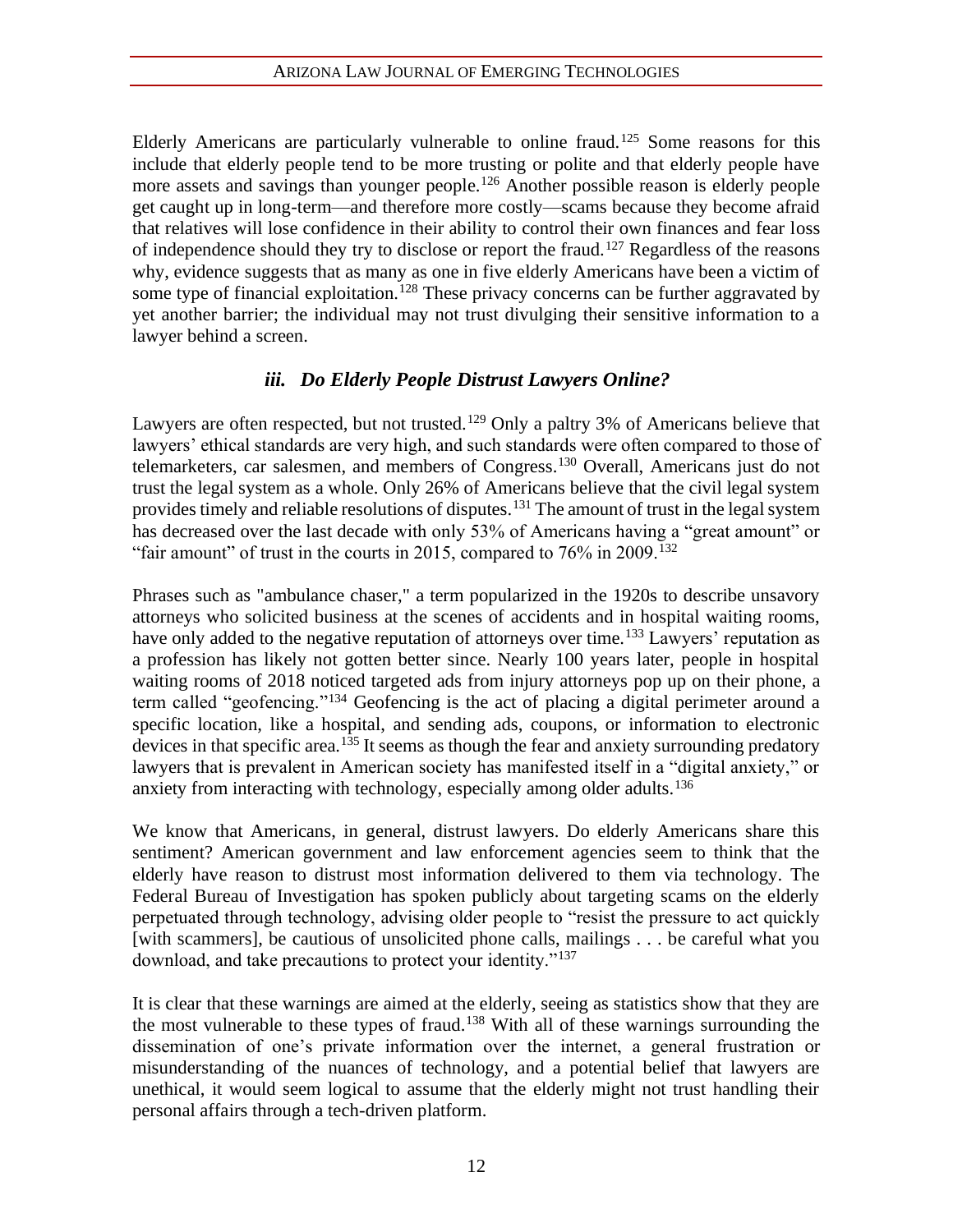Elderly Americans are particularly vulnerable to online fraud.[125] Some reasons for this include that elderly people tend to be more trusting or polite and that elderly people have more assets and savings than younger people.[126] Another possible reason is elderly people get caught up in long-term—and therefore more costly—scams because they become afraid that relatives will lose confidence in their ability to control their own finances and fear loss of independence should they try to disclose or report the fraud.[127] Regardless of the reasons why, evidence suggests that as many as one in five elderly Americans have been a victim of some type of financial exploitation.[128] These privacy concerns can be further aggravated by yet another barrier; the individual may not trust divulging their sensitive information to a lawyer behind a screen.

### *iii. Do Elderly People Distrust Lawyers Online?*

Lawyers are often respected, but not trusted.[129] Only a paltry 3% of Americans believe that lawyers' ethical standards are very high, and such standards were often compared to those of telemarketers, car salesmen, and members of Congress.[130] Overall, Americans just do not trust the legal system as a whole. Only 26% of Americans believe that the civil legal system provides timely and reliable resolutions of disputes.[131] The amount of trust in the legal system has decreased over the last decade with only 53% of Americans having a "great amount" or "fair amount" of trust in the courts in 2015, compared to 76% in 2009.[132]

Phrases such as "ambulance chaser," a term popularized in the 1920s to describe unsavory attorneys who solicited business at the scenes of accidents and in hospital waiting rooms, have only added to the negative reputation of attorneys over time.[133] Lawyers' reputation as a profession has likely not gotten better since. Nearly 100 years later, people in hospital waiting rooms of 2018 noticed targeted ads from injury attorneys pop up on their phone, a term called "geofencing."[134] Geofencing is the act of placing a digital perimeter around a specific location, like a hospital, and sending ads, coupons, or information to electronic devices in that specific area.[135] It seems as though the fear and anxiety surrounding predatory lawyers that is prevalent in American society has manifested itself in a "digital anxiety," or anxiety from interacting with technology, especially among older adults.[136]

We know that Americans, in general, distrust lawyers. Do elderly Americans share this sentiment? American government and law enforcement agencies seem to think that the elderly have reason to distrust most information delivered to them via technology. The Federal Bureau of Investigation has spoken publicly about targeting scams on the elderly perpetuated through technology, advising older people to "resist the pressure to act quickly [with scammers], be cautious of unsolicited phone calls, mailings . . . be careful what you download, and take precautions to protect your identity."[137]

It is clear that these warnings are aimed at the elderly, seeing as statistics show that they are the most vulnerable to these types of fraud.[138] With all of these warnings surrounding the dissemination of one's private information over the internet, a general frustration or misunderstanding of the nuances of technology, and a potential belief that lawyers are unethical, it would seem logical to assume that the elderly might not trust handling their personal affairs through a tech-driven platform.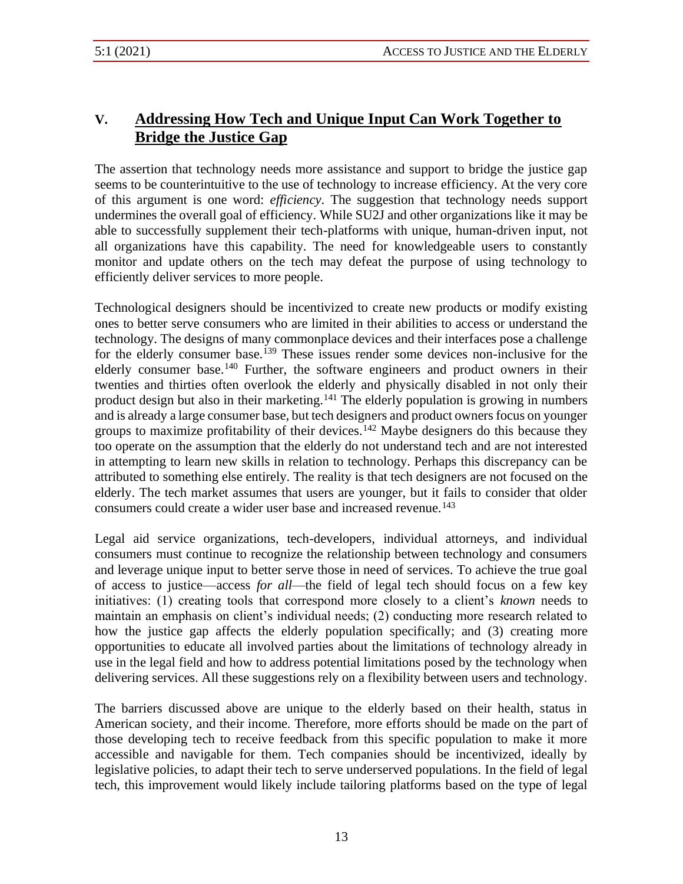## V. **Addressing How Tech and Unique Input Can Work Together to Bridge the Justice Gap**

The assertion that technology needs more assistance and support to bridge the justice gap seems to be counterintuitive to the use of technology to increase efficiency. At the very core of this argument is one word: *efficiency*. The suggestion that technology needs support undermines the overall goal of efficiency. While SU2J and other organizations like it may be able to successfully supplement their tech-platforms with unique, human-driven input, not all organizations have this capability. The need for knowledgeable users to constantly monitor and update others on the tech may defeat the purpose of using technology to efficiently deliver services to more people.

Technological designers should be incentivized to create new products or modify existing ones to better serve consumers who are limited in their abilities to access or understand the technology. The designs of many commonplace devices and their interfaces pose a challenge for the elderly consumer base.[139] These issues render some devices non-inclusive for the elderly consumer base.[140] Further, the software engineers and product owners in their twenties and thirties often overlook the elderly and physically disabled in not only their product design but also in their marketing.[141] The elderly population is growing in numbers and is already a large consumer base, but tech designers and product owners focus on younger groups to maximize profitability of their devices.[142] Maybe designers do this because they too operate on the assumption that the elderly do not understand tech and are not interested in attempting to learn new skills in relation to technology. Perhaps this discrepancy can be attributed to something else entirely. The reality is that tech designers are not focused on the elderly. The tech market assumes that users are younger, but it fails to consider that older consumers could create a wider user base and increased revenue.[143]

Legal aid service organizations, tech-developers, individual attorneys, and individual consumers must continue to recognize the relationship between technology and consumers and leverage unique input to better serve those in need of services. To achieve the true goal of access to justice—access *for all*—the field of legal tech should focus on a few key initiatives: (1) creating tools that correspond more closely to a client's *known* needs to maintain an emphasis on client's individual needs; (2) conducting more research related to how the justice gap affects the elderly population specifically; and (3) creating more opportunities to educate all involved parties about the limitations of technology already in use in the legal field and how to address potential limitations posed by the technology when delivering services. All these suggestions rely on a flexibility between users and technology.

The barriers discussed above are unique to the elderly based on their health, status in American society, and their income. Therefore, more efforts should be made on the part of those developing tech to receive feedback from this specific population to make it more accessible and navigable for them. Tech companies should be incentivized, ideally by legislative policies, to adapt their tech to serve underserved populations. In the field of legal tech, this improvement would likely include tailoring platforms based on the type of legal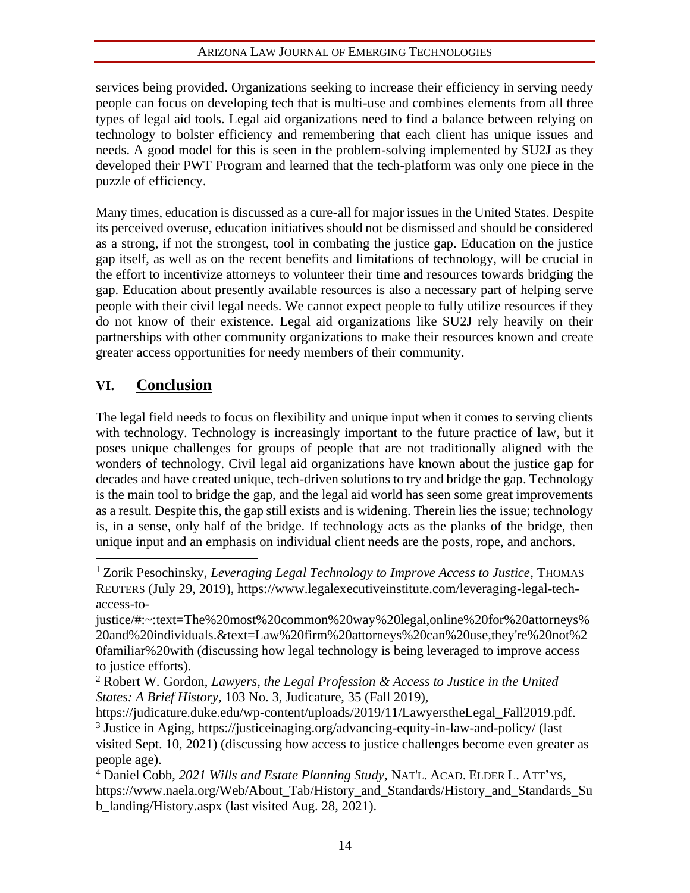services being provided. Organizations seeking to increase their efficiency in serving needy people can focus on developing tech that is multi-use and combines elements from all three types of legal aid tools. Legal aid organizations need to find a balance between relying on technology to bolster efficiency and remembering that each client has unique issues and needs. A good model for this is seen in the problem-solving implemented by SU2J as they developed their PWT Program and learned that the tech-platform was only one piece in the puzzle of efficiency.

Many times, education is discussed as a cure-all for major issues in the United States. Despite its perceived overuse, education initiatives should not be dismissed and should be considered as a strong, if not the strongest, tool in combating the justice gap. Education on the justice gap itself, as well as on the recent benefits and limitations of technology, will be crucial in the effort to incentivize attorneys to volunteer their time and resources towards bridging the gap. Education about presently available resources is also a necessary part of helping serve people with their civil legal needs. We cannot expect people to fully utilize resources if they do not know of their existence. Legal aid organizations like SU2J rely heavily on their partnerships with other community organizations to make their resources known and create greater access opportunities for needy members of their community.

## VI. Conclusion

The legal field needs to focus on flexibility and unique input when it comes to serving clients with technology. Technology is increasingly important to the future practice of law, but it poses unique challenges for groups of people that are not traditionally aligned with the wonders of technology. Civil legal aid organizations have known about the justice gap for decades and have created unique, tech-driven solutions to try and bridge the gap. Technology is the main tool to bridge the gap, and the legal aid world has seen some great improvements as a result. Despite this, the gap still exists and is widening. Therein lies the issue; technology is, in a sense, only half of the bridge. If technology acts as the planks of the bridge, then unique input and an emphasis on individual client needs are the posts, rope, and anchors.

---

[1] Zorik Pesochinsky, *Leveraging Legal Technology to Improve Access to Justice*, THOMAS REUTERS (July 29, 2019), https://www.legalexecutiveinstitute.com/leveraging-legal-tech-access-to-justice/#:~:text=The%20most%20common%20way%20legal,online%20for%20attorneys%20and%20individuals.&text=Law%20firm%20attorneys%20can%20use,they're%20not%20familiar%20with (discussing how legal technology is being leveraged to improve access to justice efforts).

[2] Robert W. Gordon, *Lawyers, the Legal Profession & Access to Justice in the United States: A Brief History*, 103 No. 3, Judicature, 35 (Fall 2019), https://judicature.duke.edu/wp-content/uploads/2019/11/LawyerstheLegal_Fall2019.pdf.

[3] Justice in Aging, https://justiceinaging.org/advancing-equity-in-law-and-policy/ (last visited Sept. 10, 2021) (discussing how access to justice challenges become even greater as people age).

[4] Daniel Cobb, *2021 Wills and Estate Planning Study*, NAT'L. ACAD. ELDER L. ATT'YS, https://www.naela.org/Web/About_Tab/History_and_Standards/History_and_Standards_Sub_landing/History.aspx (last visited Aug. 28, 2021).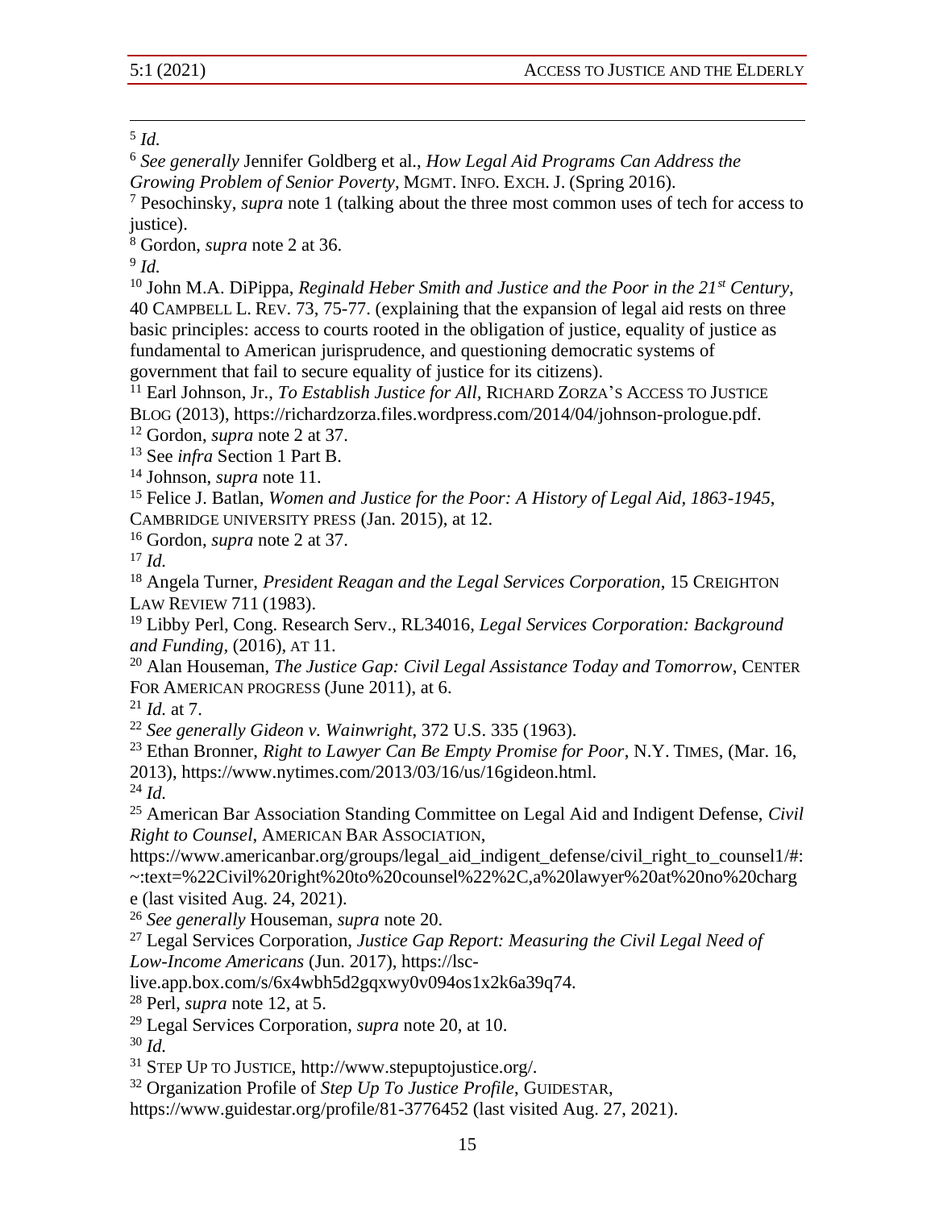[5] *Id.*

[6] *See generally* Jennifer Goldberg et al., *How Legal Aid Programs Can Address the Growing Problem of Senior Poverty*, MGMT. INFO. EXCH. J. (Spring 2016).

[7] Pesochinsky, *supra* note 1 (talking about the three most common uses of tech for access to justice).

[8] Gordon, *supra* note 2 at 36.

[9] *Id.*

[10] John M.A. DiPippa, *Reginald Heber Smith and Justice and the Poor in the 21st Century*, 40 CAMPBELL L. REV. 73, 75-77. (explaining that the expansion of legal aid rests on three basic principles: access to courts rooted in the obligation of justice, equality of justice as fundamental to American jurisprudence, and questioning democratic systems of government that fail to secure equality of justice for its citizens).

[11] Earl Johnson, Jr., *To Establish Justice for All*, RICHARD ZORZA'S ACCESS TO JUSTICE BLOG (2013), https://richardzorza.files.wordpress.com/2014/04/johnson-prologue.pdf.

[12] Gordon, *supra* note 2 at 37.

[13] See *infra* Section 1 Part B.

[14] Johnson, *supra* note 11.

[15] Felice J. Batlan, *Women and Justice for the Poor: A History of Legal Aid, 1863-1945*, CAMBRIDGE UNIVERSITY PRESS (Jan. 2015), at 12.

[16] Gordon, *supra* note 2 at 37.

[17] *Id.*

[18] Angela Turner, *President Reagan and the Legal Services Corporation*, 15 CREIGHTON LAW REVIEW 711 (1983).

[19] Libby Perl, Cong. Research Serv., RL34016, *Legal Services Corporation: Background and Funding*, (2016), AT 11.

[20] Alan Houseman, *The Justice Gap: Civil Legal Assistance Today and Tomorrow*, CENTER FOR AMERICAN PROGRESS (June 2011), at 6.

[21] *Id.* at 7.

[22] *See generally Gideon v. Wainwright*, 372 U.S. 335 (1963).

[23] Ethan Bronner, *Right to Lawyer Can Be Empty Promise for Poor*, N.Y. TIMES, (Mar. 16, 2013), https://www.nytimes.com/2013/03/16/us/16gideon.html.

[24] *Id.*

[25] American Bar Association Standing Committee on Legal Aid and Indigent Defense, *Civil Right to Counsel*, AMERICAN BAR ASSOCIATION, https://www.americanbar.org/groups/legal_aid_indigent_defense/civil_right_to_counsel1/#:~:text=%22Civil%20right%20to%20counsel%22%2C,a%20lawyer%20at%20no%20charge (last visited Aug. 24, 2021).

[26] *See generally* Houseman, *supra* note 20.

[27] Legal Services Corporation, *Justice Gap Report: Measuring the Civil Legal Need of Low-Income Americans* (Jun. 2017), https://lsc-live.app.box.com/s/6x4wbh5d2gqxwy0v094os1x2k6a39q74.

[28] Perl, *supra* note 12, at 5.

[29] Legal Services Corporation, *supra* note 20, at 10.

[30] *Id.*

[31] STEP UP TO JUSTICE, http://www.stepuptojustice.org/.

[32] Organization Profile of *Step Up To Justice Profile*, GUIDESTAR, https://www.guidestar.org/profile/81-3776452 (last visited Aug. 27, 2021).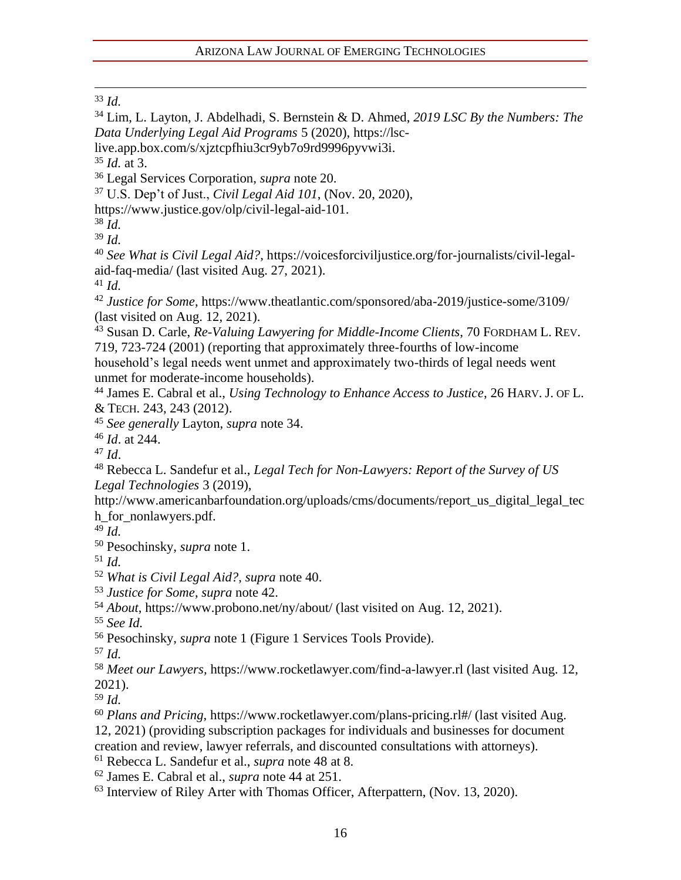[33] *Id.*

[34] Lim, L. Layton, J. Abdelhadi, S. Bernstein & D. Ahmed, *2019 LSC By the Numbers: The Data Underlying Legal Aid Programs* 5 (2020), https://lsc-live.app.box.com/s/xjztcpfhiu3cr9yb7o9rd9996pyvwi3i.

[35] *Id.* at 3.

[36] Legal Services Corporation, *supra* note 20.

[37] U.S. Dep't of Just., *Civil Legal Aid 101*, (Nov. 20, 2020), https://www.justice.gov/olp/civil-legal-aid-101.

[38] *Id.*

[39] *Id.*

[40] *See What is Civil Legal Aid?*, https://voicesforciviljustice.org/for-journalists/civil-legal-aid-faq-media/ (last visited Aug. 27, 2021).

[41] *Id.*

[42] *Justice for Some*, https://www.theatlantic.com/sponsored/aba-2019/justice-some/3109/ (last visited on Aug. 12, 2021).

[43] Susan D. Carle, *Re-Valuing Lawyering for Middle-Income Clients*, 70 FORDHAM L. REV. 719, 723-724 (2001) (reporting that approximately three-fourths of low-income household's legal needs went unmet and approximately two-thirds of legal needs went unmet for moderate-income households).

[44] James E. Cabral et al., *Using Technology to Enhance Access to Justice*, 26 HARV. J. OF L. & TECH. 243, 243 (2012).

[45] *See generally* Layton, *supra* note 34.

[46] *Id*. at 244.

[47] *Id*.

[48] Rebecca L. Sandefur et al., *Legal Tech for Non-Lawyers: Report of the Survey of US Legal Technologies* 3 (2019), http://www.americanbarfoundation.org/uploads/cms/documents/report_us_digital_legal_tech_for_nonlawyers.pdf.

[49] *Id.*

[50] Pesochinsky, *supra* note 1.

[51] *Id.*

[52] *What is Civil Legal Aid?*, *supra* note 40.

[53] *Justice for Some*, *supra* note 42.

[54] *About*, https://www.probono.net/ny/about/ (last visited on Aug. 12, 2021).

[55] *See Id.*

[56] Pesochinsky, *supra* note 1 (Figure 1 Services Tools Provide).

[57] *Id.*

[58] *Meet our Lawyers*, https://www.rocketlawyer.com/find-a-lawyer.rl (last visited Aug. 12, 2021).

[59] *Id.*

[60] *Plans and Pricing*, https://www.rocketlawyer.com/plans-pricing.rl#/ (last visited Aug. 12, 2021) (providing subscription packages for individuals and businesses for document creation and review, lawyer referrals, and discounted consultations with attorneys).

[61] Rebecca L. Sandefur et al., *supra* note 48 at 8.

[62] James E. Cabral et al., *supra* note 44 at 251.

[63] Interview of Riley Arter with Thomas Officer, Afterpattern, (Nov. 13, 2020).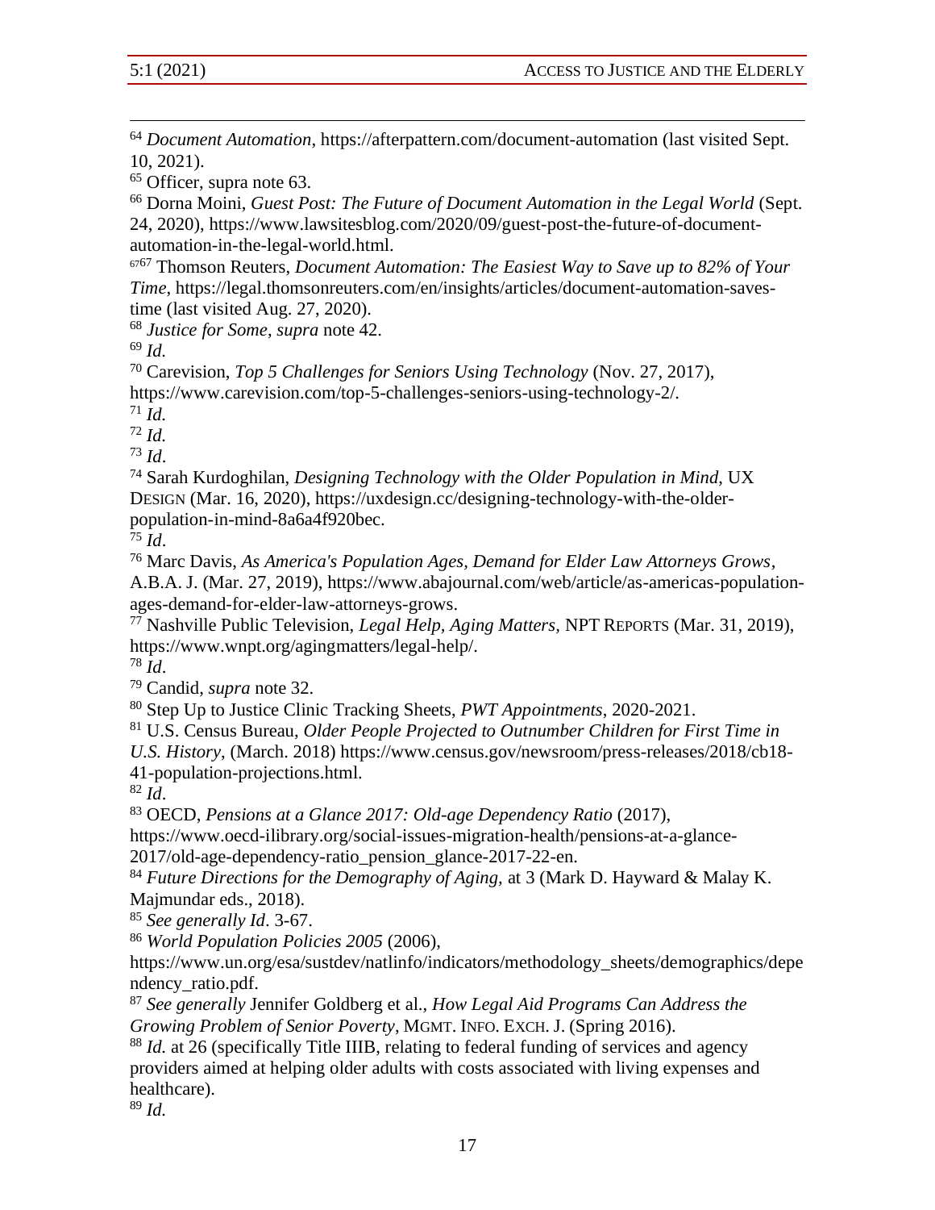[64] *Document Automation*, https://afterpattern.com/document-automation (last visited Sept. 10, 2021).

[65] Officer, supra note 63.

[66] Dorna Moini, *Guest Post: The Future of Document Automation in the Legal World* (Sept. 24, 2020), https://www.lawsitesblog.com/2020/09/guest-post-the-future-of-document-automation-in-the-legal-world.html.

[67][67] Thomson Reuters, *Document Automation: The Easiest Way to Save up to 82% of Your Time*, https://legal.thomsonreuters.com/en/insights/articles/document-automation-saves-time (last visited Aug. 27, 2020).

[68] *Justice for Some*, *supra* note 42.

[69] *Id.*

[70] Carevision, *Top 5 Challenges for Seniors Using Technology* (Nov. 27, 2017), https://www.carevision.com/top-5-challenges-seniors-using-technology-2/.

[71] *Id.*

[72] *Id.*

[73] *Id*.

[74] Sarah Kurdoghilan, *Designing Technology with the Older Population in Mind*, UX DESIGN (Mar. 16, 2020), https://uxdesign.cc/designing-technology-with-the-older-population-in-mind-8a6a4f920bec.

[75] *Id*.

[76] Marc Davis, *As America's Population Ages, Demand for Elder Law Attorneys Grows*, A.B.A. J. (Mar. 27, 2019), https://www.abajournal.com/web/article/as-americas-population-ages-demand-for-elder-law-attorneys-grows.

[77] Nashville Public Television, *Legal Help, Aging Matters*, NPT REPORTS (Mar. 31, 2019), https://www.wnpt.org/agingmatters/legal-help/.

[78] *Id*.

[79] Candid, *supra* note 32.

[80] Step Up to Justice Clinic Tracking Sheets, *PWT Appointments*, 2020-2021.

[81] U.S. Census Bureau, *Older People Projected to Outnumber Children for First Time in U.S. History*, (March. 2018) https://www.census.gov/newsroom/press-releases/2018/cb18-41-population-projections.html.

[82] *Id*.

[83] OECD, *Pensions at a Glance 2017: Old-age Dependency Ratio* (2017), https://www.oecd-ilibrary.org/social-issues-migration-health/pensions-at-a-glance-2017/old-age-dependency-ratio_pension_glance-2017-22-en.

[84] *Future Directions for the Demography of Aging,* at 3 (Mark D. Hayward & Malay K. Majmundar eds., 2018).

[85] *See generally Id*. 3-67.

[86] *World Population Policies 2005* (2006), https://www.un.org/esa/sustdev/natlinfo/indicators/methodology_sheets/demographics/dependency_ratio.pdf.

[87] *See generally* Jennifer Goldberg et al., *How Legal Aid Programs Can Address the Growing Problem of Senior Poverty*, MGMT. INFO. EXCH. J. (Spring 2016).

[88] *Id.* at 26 (specifically Title IIIB, relating to federal funding of services and agency providers aimed at helping older adults with costs associated with living expenses and healthcare).

[89] *Id.*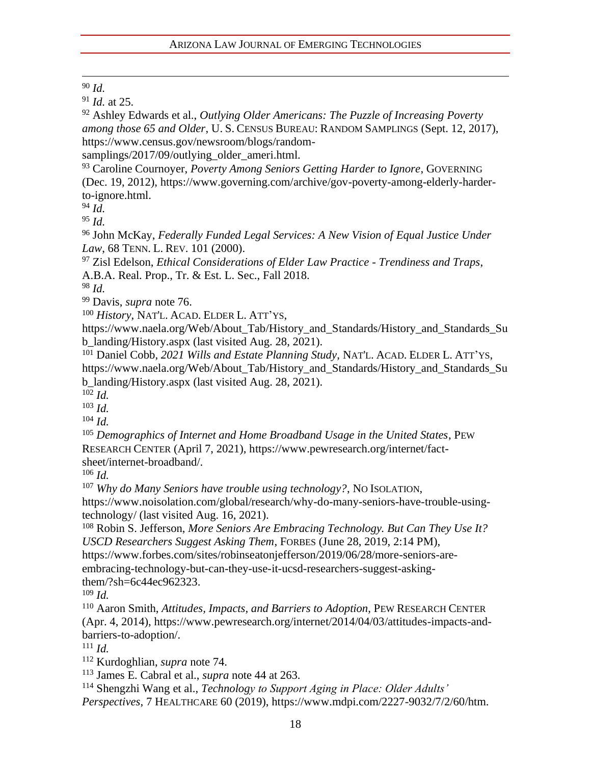[90] *Id.*

[91] *Id.* at 25.

[92] Ashley Edwards et al., *Outlying Older Americans: The Puzzle of Increasing Poverty among those 65 and Older*, U. S. CENSUS BUREAU: RANDOM SAMPLINGS (Sept. 12, 2017), https://www.census.gov/newsroom/blogs/random-samplings/2017/09/outlying_older_ameri.html.

[93] Caroline Cournoyer, *Poverty Among Seniors Getting Harder to Ignore*, GOVERNING (Dec. 19, 2012), https://www.governing.com/archive/gov-poverty-among-elderly-harder-to-ignore.html.

[94] *Id.*

[95] *Id.*

[96] John McKay, *Federally Funded Legal Services: A New Vision of Equal Justice Under Law*, 68 TENN. L. REV. 101 (2000).

[97] Zisl Edelson, *Ethical Considerations of Elder Law Practice - Trendiness and Traps*, A.B.A. Real. Prop., Tr. & Est. L. Sec., Fall 2018.

[98] *Id.*

[99] Davis, *supra* note 76.

[100] *History*, NAT'L. ACAD. ELDER L. ATT'YS, https://www.naela.org/Web/About_Tab/History_and_Standards/History_and_Standards_Sub_landing/History.aspx (last visited Aug. 28, 2021).

[101] Daniel Cobb, *2021 Wills and Estate Planning Study*, NAT'L. ACAD. ELDER L. ATT'YS, https://www.naela.org/Web/About_Tab/History_and_Standards/History_and_Standards_Sub_landing/History.aspx (last visited Aug. 28, 2021).

[102] *Id.*

[103] *Id.*

[104] *Id.*

[105] *Demographics of Internet and Home Broadband Usage in the United States*, PEW RESEARCH CENTER (April 7, 2021), https://www.pewresearch.org/internet/fact-sheet/internet-broadband/.

[106] *Id.*

[107] *Why do Many Seniors have trouble using technology?*, NO ISOLATION, https://www.noisolation.com/global/research/why-do-many-seniors-have-trouble-using-technology/ (last visited Aug. 16, 2021).

[108] Robin S. Jefferson, *More Seniors Are Embracing Technology. But Can They Use It? USCD Researchers Suggest Asking Them*, FORBES (June 28, 2019, 2:14 PM), https://www.forbes.com/sites/robinseatonjefferson/2019/06/28/more-seniors-are-embracing-technology-but-can-they-use-it-ucsd-researchers-suggest-asking-them/?sh=6c44ec962323.

[109] *Id.*

[110] Aaron Smith, *Attitudes, Impacts, and Barriers to Adoption*, PEW RESEARCH CENTER (Apr. 4, 2014), https://www.pewresearch.org/internet/2014/04/03/attitudes-impacts-and-barriers-to-adoption/.

[111] *Id.*

[112] Kurdoghlian, *supra* note 74.

[113] James E. Cabral et al., *supra* note 44 at 263.

[114] Shengzhi Wang et al., *Technology to Support Aging in Place: Older Adults' Perspectives*, 7 HEALTHCARE 60 (2019), https://www.mdpi.com/2227-9032/7/2/60/htm.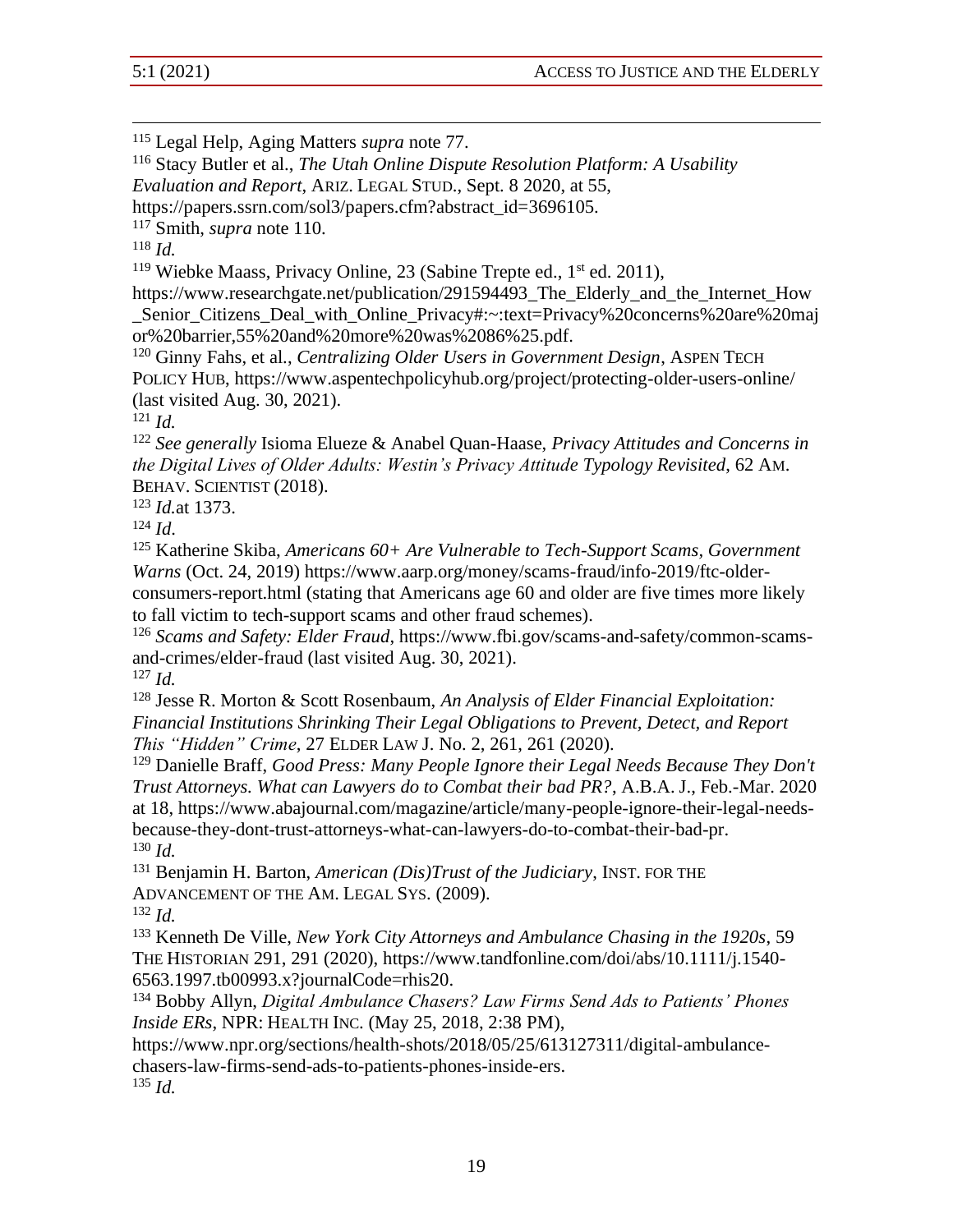[115] Legal Help, Aging Matters *supra* note 77.

[116] Stacy Butler et al., *The Utah Online Dispute Resolution Platform: A Usability Evaluation and Report*, ARIZ. LEGAL STUD., Sept. 8 2020, at 55, https://papers.ssrn.com/sol3/papers.cfm?abstract_id=3696105.

[117] Smith, *supra* note 110.

[118] *Id.*

[119] Wiebke Maass, Privacy Online, 23 (Sabine Trepte ed., 1st ed. 2011), https://www.researchgate.net/publication/291594493_The_Elderly_and_the_Internet_How_Senior_Citizens_Deal_with_Online_Privacy#:~:text=Privacy%20concerns%20are%20major%20barrier,55%20and%20more%20was%2086%25.pdf.

[120] Ginny Fahs, et al., *Centralizing Older Users in Government Design*, ASPEN TECH POLICY HUB, https://www.aspentechpolicyhub.org/project/protecting-older-users-online/ (last visited Aug. 30, 2021).

[121] *Id.*

[122] *See generally* Isioma Elueze & Anabel Quan-Haase, *Privacy Attitudes and Concerns in the Digital Lives of Older Adults: Westin's Privacy Attitude Typology Revisited*, 62 AM. BEHAV. SCIENTIST (2018).

[123] *Id.*at 1373.

[124] *Id.*

[125] Katherine Skiba, *Americans 60+ Are Vulnerable to Tech-Support Scams, Government Warns* (Oct. 24, 2019) https://www.aarp.org/money/scams-fraud/info-2019/ftc-older-consumers-report.html (stating that Americans age 60 and older are five times more likely to fall victim to tech-support scams and other fraud schemes).

[126] *Scams and Safety: Elder Fraud*, https://www.fbi.gov/scams-and-safety/common-scams-and-crimes/elder-fraud (last visited Aug. 30, 2021).

[127] *Id.*

[128] Jesse R. Morton & Scott Rosenbaum, *An Analysis of Elder Financial Exploitation: Financial Institutions Shrinking Their Legal Obligations to Prevent, Detect, and Report This "Hidden" Crime*, 27 ELDER LAW J. No. 2, 261, 261 (2020).

[129] Danielle Braff, *Good Press: Many People Ignore their Legal Needs Because They Don't Trust Attorneys. What can Lawyers do to Combat their bad PR?*, A.B.A. J., Feb.-Mar. 2020 at 18, https://www.abajournal.com/magazine/article/many-people-ignore-their-legal-needs-because-they-dont-trust-attorneys-what-can-lawyers-do-to-combat-their-bad-pr.

[130] *Id.*

[131] Benjamin H. Barton, *American (Dis)Trust of the Judiciary*, INST. FOR THE ADVANCEMENT OF THE AM. LEGAL SYS. (2009).

[132] *Id.*

[133] Kenneth De Ville, *New York City Attorneys and Ambulance Chasing in the 1920s*, 59 THE HISTORIAN 291, 291 (2020), https://www.tandfonline.com/doi/abs/10.1111/j.1540-6563.1997.tb00993.x?journalCode=rhis20.

[134] Bobby Allyn, *Digital Ambulance Chasers? Law Firms Send Ads to Patients' Phones Inside ERs*, NPR: HEALTH INC. (May 25, 2018, 2:38 PM), https://www.npr.org/sections/health-shots/2018/05/25/613127311/digital-ambulance-chasers-law-firms-send-ads-to-patients-phones-inside-ers.

[135] *Id.*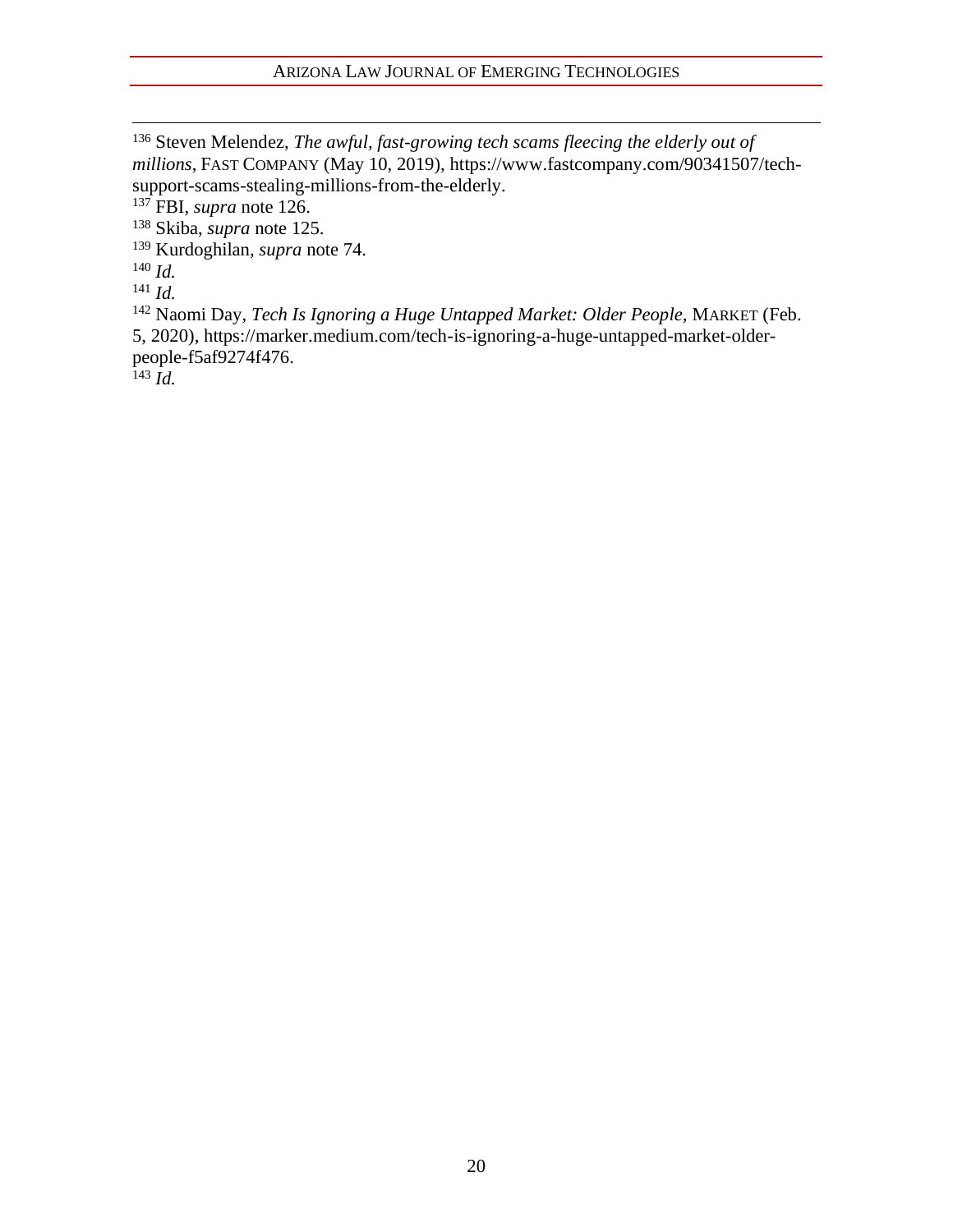[136] Steven Melendez, *The awful, fast-growing tech scams fleecing the elderly out of millions*, FAST COMPANY (May 10, 2019), https://www.fastcompany.com/90341507/tech-support-scams-stealing-millions-from-the-elderly.

[137] FBI, *supra* note 126.

[138] Skiba, *supra* note 125.

[139] Kurdoghilan, *supra* note 74.

[140] *Id.*

[141] *Id.*

[142] Naomi Day, *Tech Is Ignoring a Huge Untapped Market: Older People*, MARKET (Feb. 5, 2020), https://marker.medium.com/tech-is-ignoring-a-huge-untapped-market-older-people-f5af9274f476.

[143] *Id.*